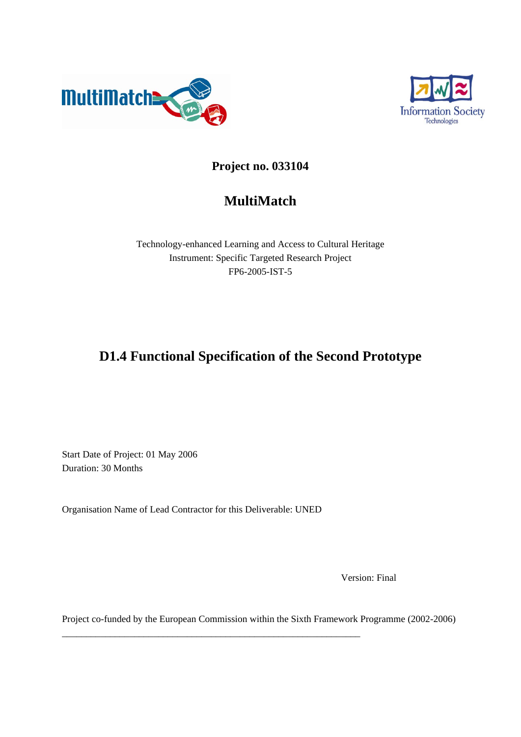**Project no. 033104**

# MultiMatch

Technology-enhanced Learning and Access to Cultural Heritage
Instrument: Specific Targeted Research Project
FP6-2005-IST-5

# D1.4 Functional Specification of the Second Prototype

Start Date of Project: 01 May 2006
Duration: 30 Months

Organisation Name of Lead Contractor for this Deliverable: UNED

Version: Final

Project co-funded by the European Commission within the Sixth Framework Programme (2002-2006)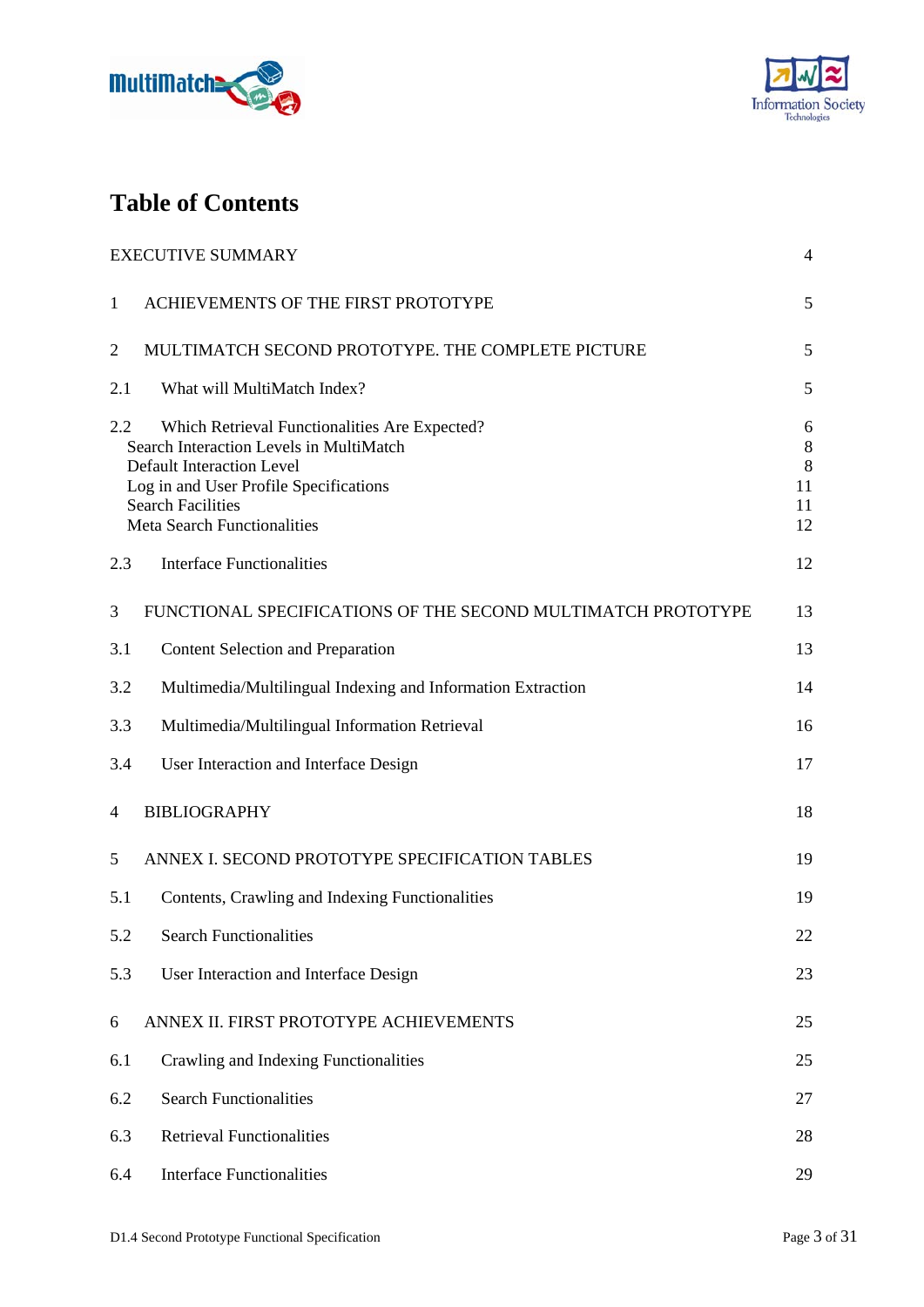# Table of Contents

| | | |
|---|---|---|
| EXECUTIVE SUMMARY | | 4 |
| 1 | ACHIEVEMENTS OF THE FIRST PROTOTYPE | 5 |
| 2 | MULTIMATCH SECOND PROTOTYPE. THE COMPLETE PICTURE | 5 |
| 2.1 | What will MultiMatch Index? | 5 |
| 2.2 | Which Retrieval Functionalities Are Expected? | 6 |
| | Search Interaction Levels in MultiMatch | 8 |
| | Default Interaction Level | 8 |
| | Log in and User Profile Specifications | 11 |
| | Search Facilities | 11 |
| | Meta Search Functionalities | 12 |
| 2.3 | Interface Functionalities | 12 |
| 3 | FUNCTIONAL SPECIFICATIONS OF THE SECOND MULTIMATCH PROTOTYPE | 13 |
| 3.1 | Content Selection and Preparation | 13 |
| 3.2 | Multimedia/Multilingual Indexing and Information Extraction | 14 |
| 3.3 | Multimedia/Multilingual Information Retrieval | 16 |
| 3.4 | User Interaction and Interface Design | 17 |
| 4 | BIBLIOGRAPHY | 18 |
| 5 | ANNEX I. SECOND PROTOTYPE SPECIFICATION TABLES | 19 |
| 5.1 | Contents, Crawling and Indexing Functionalities | 19 |
| 5.2 | Search Functionalities | 22 |
| 5.3 | User Interaction and Interface Design | 23 |
| 6 | ANNEX II. FIRST PROTOTYPE ACHIEVEMENTS | 25 |
| 6.1 | Crawling and Indexing Functionalities | 25 |
| 6.2 | Search Functionalities | 27 |
| 6.3 | Retrieval Functionalities | 28 |
| 6.4 | Interface Functionalities | 29 |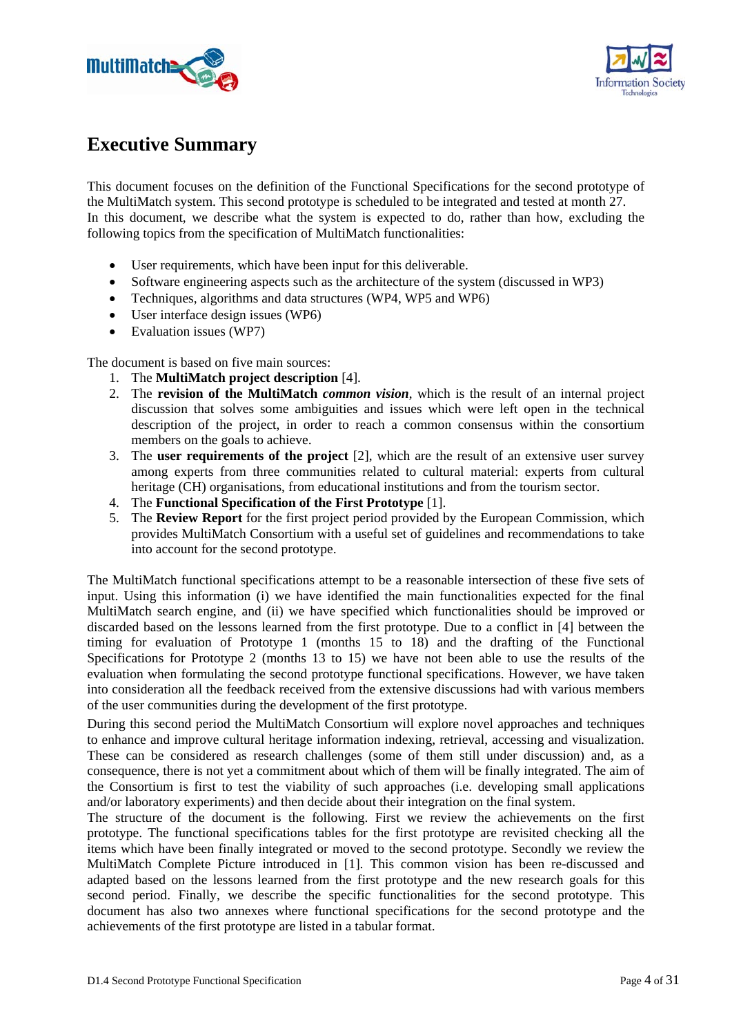# Executive Summary

This document focuses on the definition of the Functional Specifications for the second prototype of the MultiMatch system. This second prototype is scheduled to be integrated and tested at month 27.
In this document, we describe what the system is expected to do, rather than how, excluding the following topics from the specification of MultiMatch functionalities:

- User requirements, which have been input for this deliverable.
- Software engineering aspects such as the architecture of the system (discussed in WP3)
- Techniques, algorithms and data structures (WP4, WP5 and WP6)
- User interface design issues (WP6)
- Evaluation issues (WP7)

The document is based on five main sources:

1. The **MultiMatch project description** [4].
2. The **revision of the MultiMatch *common vision***, which is the result of an internal project discussion that solves some ambiguities and issues which were left open in the technical description of the project, in order to reach a common consensus within the consortium members on the goals to achieve.
3. The **user requirements of the project** [2], which are the result of an extensive user survey among experts from three communities related to cultural material: experts from cultural heritage (CH) organisations, from educational institutions and from the tourism sector.
4. The **Functional Specification of the First Prototype** [1].
5. The **Review Report** for the first project period provided by the European Commission, which provides MultiMatch Consortium with a useful set of guidelines and recommendations to take into account for the second prototype.

The MultiMatch functional specifications attempt to be a reasonable intersection of these five sets of input. Using this information (i) we have identified the main functionalities expected for the final MultiMatch search engine, and (ii) we have specified which functionalities should be improved or discarded based on the lessons learned from the first prototype. Due to a conflict in [4] between the timing for evaluation of Prototype 1 (months 15 to 18) and the drafting of the Functional Specifications for Prototype 2 (months 13 to 15) we have not been able to use the results of the evaluation when formulating the second prototype functional specifications. However, we have taken into consideration all the feedback received from the extensive discussions had with various members of the user communities during the development of the first prototype.

During this second period the MultiMatch Consortium will explore novel approaches and techniques to enhance and improve cultural heritage information indexing, retrieval, accessing and visualization. These can be considered as research challenges (some of them still under discussion) and, as a consequence, there is not yet a commitment about which of them will be finally integrated. The aim of the Consortium is first to test the viability of such approaches (i.e. developing small applications and/or laboratory experiments) and then decide about their integration on the final system.

The structure of the document is the following. First we review the achievements on the first prototype. The functional specifications tables for the first prototype are revisited checking all the items which have been finally integrated or moved to the second prototype. Secondly we review the MultiMatch Complete Picture introduced in [1]. This common vision has been re-discussed and adapted based on the lessons learned from the first prototype and the new research goals for this second period. Finally, we describe the specific functionalities for the second prototype. This document has also two annexes where functional specifications for the second prototype and the achievements of the first prototype are listed in a tabular format.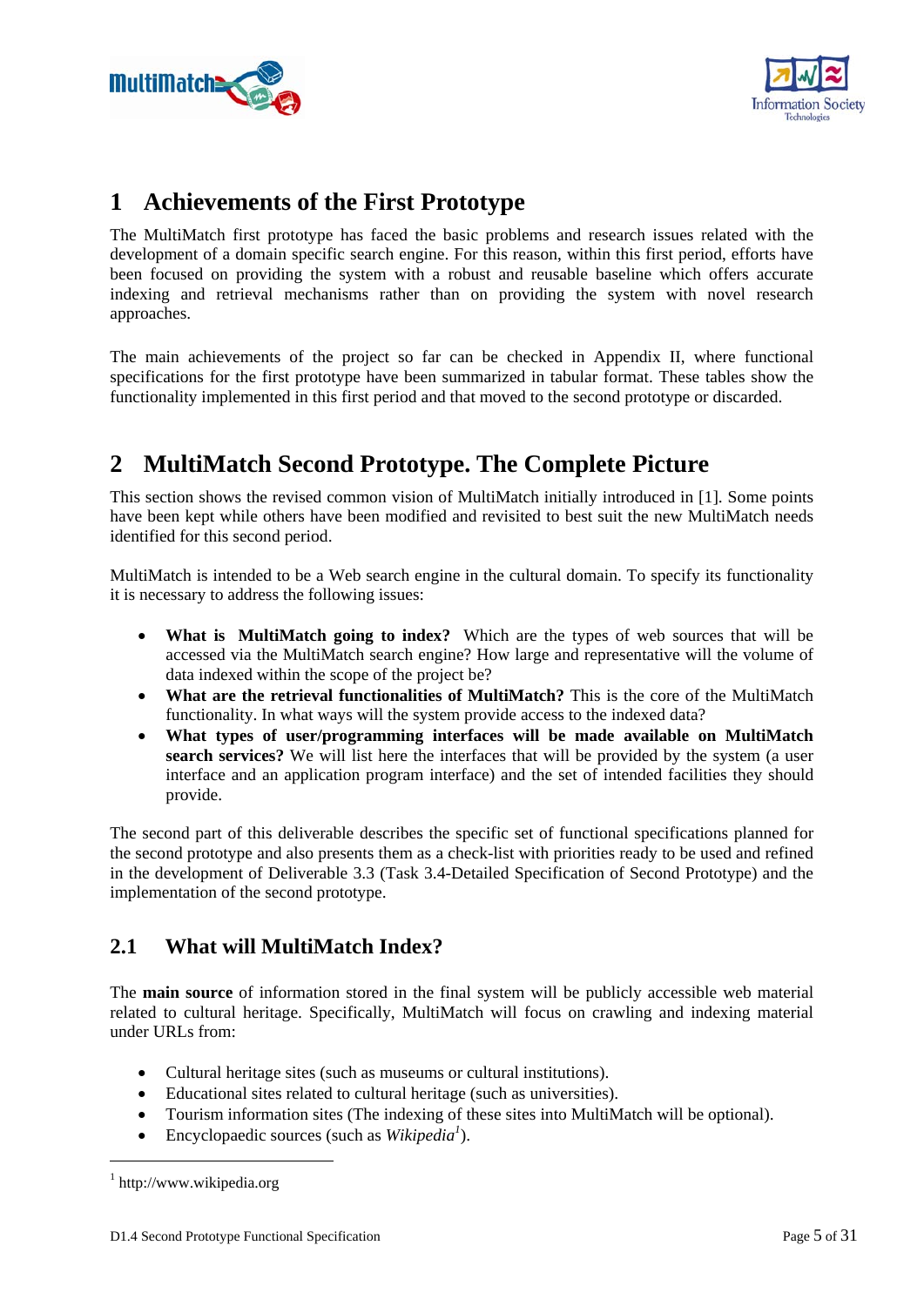# 1 Achievements of the First Prototype

The MultiMatch first prototype has faced the basic problems and research issues related with the development of a domain specific search engine. For this reason, within this first period, efforts have been focused on providing the system with a robust and reusable baseline which offers accurate indexing and retrieval mechanisms rather than on providing the system with novel research approaches.

The main achievements of the project so far can be checked in Appendix II, where functional specifications for the first prototype have been summarized in tabular format. These tables show the functionality implemented in this first period and that moved to the second prototype or discarded.

# 2 MultiMatch Second Prototype. The Complete Picture

This section shows the revised common vision of MultiMatch initially introduced in [1]. Some points have been kept while others have been modified and revisited to best suit the new MultiMatch needs identified for this second period.

MultiMatch is intended to be a Web search engine in the cultural domain. To specify its functionality it is necessary to address the following issues:

- **What is MultiMatch going to index?** Which are the types of web sources that will be accessed via the MultiMatch search engine? How large and representative will the volume of data indexed within the scope of the project be?
- **What are the retrieval functionalities of MultiMatch?** This is the core of the MultiMatch functionality. In what ways will the system provide access to the indexed data?
- **What types of user/programming interfaces will be made available on MultiMatch search services?** We will list here the interfaces that will be provided by the system (a user interface and an application program interface) and the set of intended facilities they should provide.

The second part of this deliverable describes the specific set of functional specifications planned for the second prototype and also presents them as a check-list with priorities ready to be used and refined in the development of Deliverable 3.3 (Task 3.4-Detailed Specification of Second Prototype) and the implementation of the second prototype.

## 2.1 What will MultiMatch Index?

The **main source** of information stored in the final system will be publicly accessible web material related to cultural heritage. Specifically, MultiMatch will focus on crawling and indexing material under URLs from:

- Cultural heritage sites (such as museums or cultural institutions).
- Educational sites related to cultural heritage (such as universities).
- Tourism information sites (The indexing of these sites into MultiMatch will be optional).
- Encyclopaedic sources (such as *Wikipedia*[1]).

[1] http://www.wikipedia.org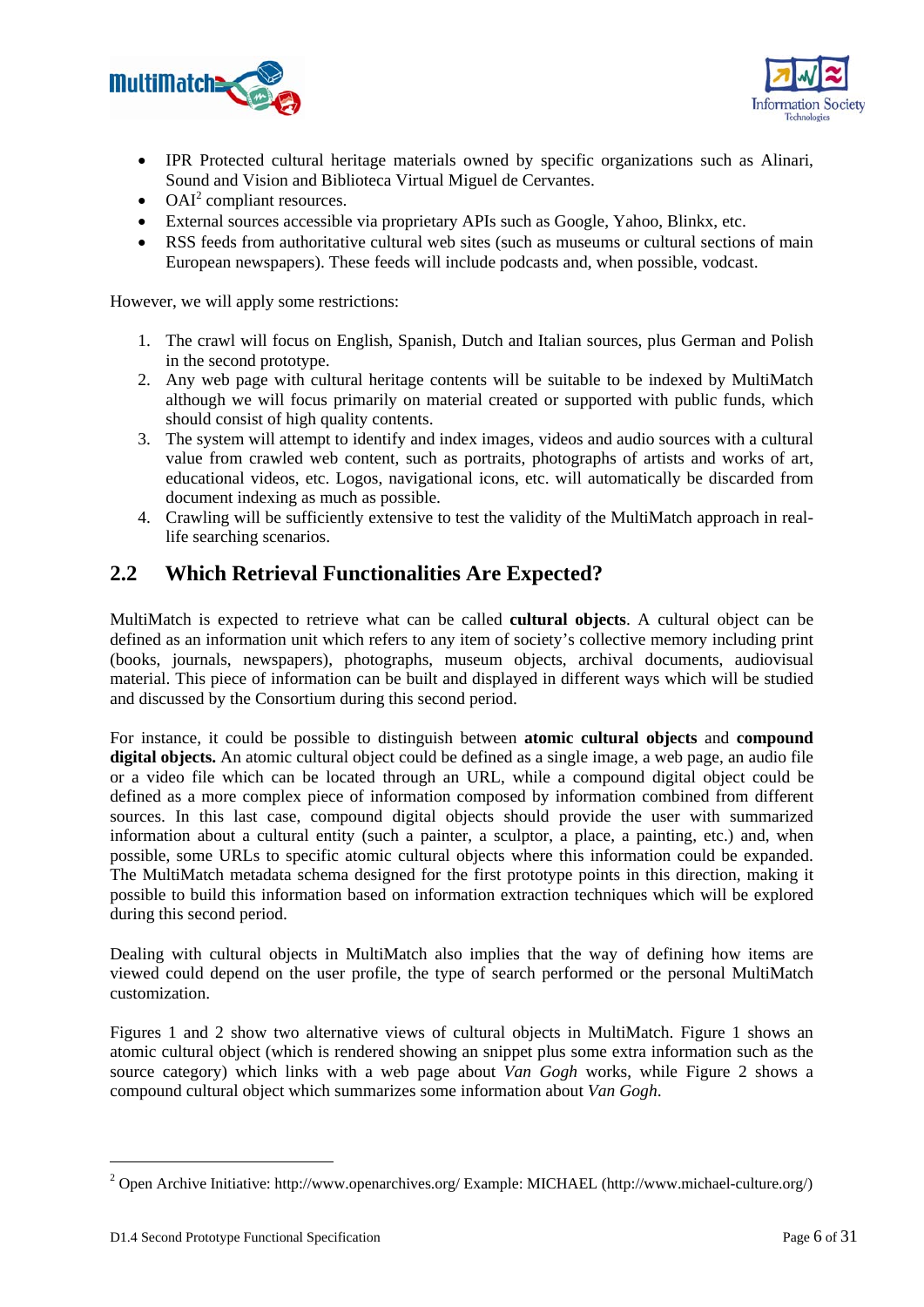- IPR Protected cultural heritage materials owned by specific organizations such as Alinari, Sound and Vision and Biblioteca Virtual Miguel de Cervantes.
- OAI[2] compliant resources.
- External sources accessible via proprietary APIs such as Google, Yahoo, Blinkx, etc.
- RSS feeds from authoritative cultural web sites (such as museums or cultural sections of main European newspapers). These feeds will include podcasts and, when possible, vodcast.

However, we will apply some restrictions:

1. The crawl will focus on English, Spanish, Dutch and Italian sources, plus German and Polish in the second prototype.
2. Any web page with cultural heritage contents will be suitable to be indexed by MultiMatch although we will focus primarily on material created or supported with public funds, which should consist of high quality contents.
3. The system will attempt to identify and index images, videos and audio sources with a cultural value from crawled web content, such as portraits, photographs of artists and works of art, educational videos, etc. Logos, navigational icons, etc. will automatically be discarded from document indexing as much as possible.
4. Crawling will be sufficiently extensive to test the validity of the MultiMatch approach in real-life searching scenarios.

## 2.2 Which Retrieval Functionalities Are Expected?

MultiMatch is expected to retrieve what can be called **cultural objects**. A cultural object can be defined as an information unit which refers to any item of society's collective memory including print (books, journals, newspapers), photographs, museum objects, archival documents, audiovisual material. This piece of information can be built and displayed in different ways which will be studied and discussed by the Consortium during this second period.

For instance, it could be possible to distinguish between **atomic cultural objects** and **compound digital objects.** An atomic cultural object could be defined as a single image, a web page, an audio file or a video file which can be located through an URL, while a compound digital object could be defined as a more complex piece of information composed by information combined from different sources. In this last case, compound digital objects should provide the user with summarized information about a cultural entity (such a painter, a sculptor, a place, a painting, etc.) and, when possible, some URLs to specific atomic cultural objects where this information could be expanded. The MultiMatch metadata schema designed for the first prototype points in this direction, making it possible to build this information based on information extraction techniques which will be explored during this second period.

Dealing with cultural objects in MultiMatch also implies that the way of defining how items are viewed could depend on the user profile, the type of search performed or the personal MultiMatch customization.

Figures 1 and 2 show two alternative views of cultural objects in MultiMatch. Figure 1 shows an atomic cultural object (which is rendered showing an snippet plus some extra information such as the source category) which links with a web page about *Van Gogh* works, while Figure 2 shows a compound cultural object which summarizes some information about *Van Gogh*.

---

[2] Open Archive Initiative: http://www.openarchives.org/ Example: MICHAEL (http://www.michael-culture.org/)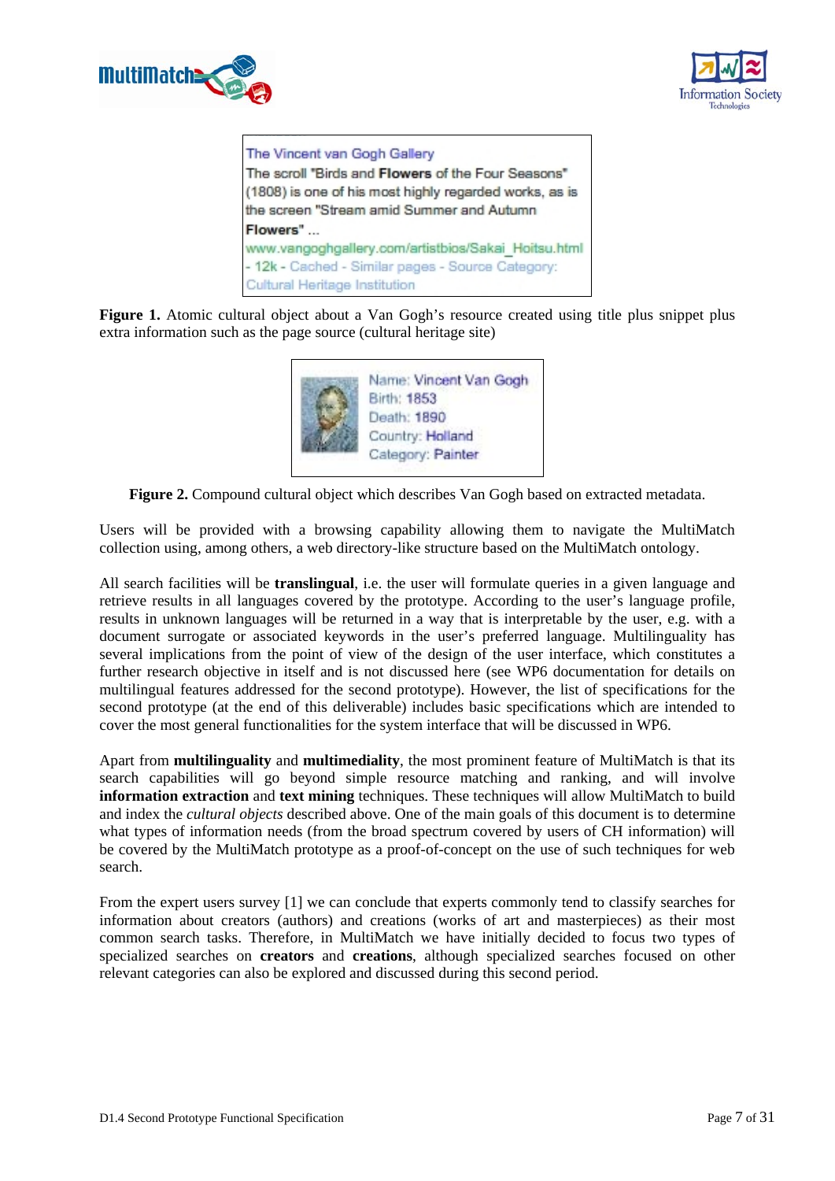The Vincent van Gogh Gallery
The scroll "Birds and **Flowers** of the Four Seasons" (1808) is one of his most highly regarded works, as is the screen "Stream amid Summer and Autumn **Flowers**" ...
www.vangoghgallery.com/artistbios/Sakai_Hoitsu.html - 12k - Cached - Similar pages - Source Category: Cultural Heritage Institution

**Figure 1.** Atomic cultural object about a Van Gogh's resource created using title plus snippet plus extra information such as the page source (cultural heritage site)

Name: Vincent Van Gogh
Birth: 1853
Death: 1890
Country: Holland
Category: Painter

**Figure 2.** Compound cultural object which describes Van Gogh based on extracted metadata.

Users will be provided with a browsing capability allowing them to navigate the MultiMatch collection using, among others, a web directory-like structure based on the MultiMatch ontology.

All search facilities will be **translingual**, i.e. the user will formulate queries in a given language and retrieve results in all languages covered by the prototype. According to the user's language profile, results in unknown languages will be returned in a way that is interpretable by the user, e.g. with a document surrogate or associated keywords in the user's preferred language. Multilinguality has several implications from the point of view of the design of the user interface, which constitutes a further research objective in itself and is not discussed here (see WP6 documentation for details on multilingual features addressed for the second prototype). However, the list of specifications for the second prototype (at the end of this deliverable) includes basic specifications which are intended to cover the most general functionalities for the system interface that will be discussed in WP6.

Apart from **multilinguality** and **multimediality**, the most prominent feature of MultiMatch is that its search capabilities will go beyond simple resource matching and ranking, and will involve **information extraction** and **text mining** techniques. These techniques will allow MultiMatch to build and index the *cultural objects* described above. One of the main goals of this document is to determine what types of information needs (from the broad spectrum covered by users of CH information) will be covered by the MultiMatch prototype as a proof-of-concept on the use of such techniques for web search.

From the expert users survey [1] we can conclude that experts commonly tend to classify searches for information about creators (authors) and creations (works of art and masterpieces) as their most common search tasks. Therefore, in MultiMatch we have initially decided to focus two types of specialized searches on **creators** and **creations**, although specialized searches focused on other relevant categories can also be explored and discussed during this second period.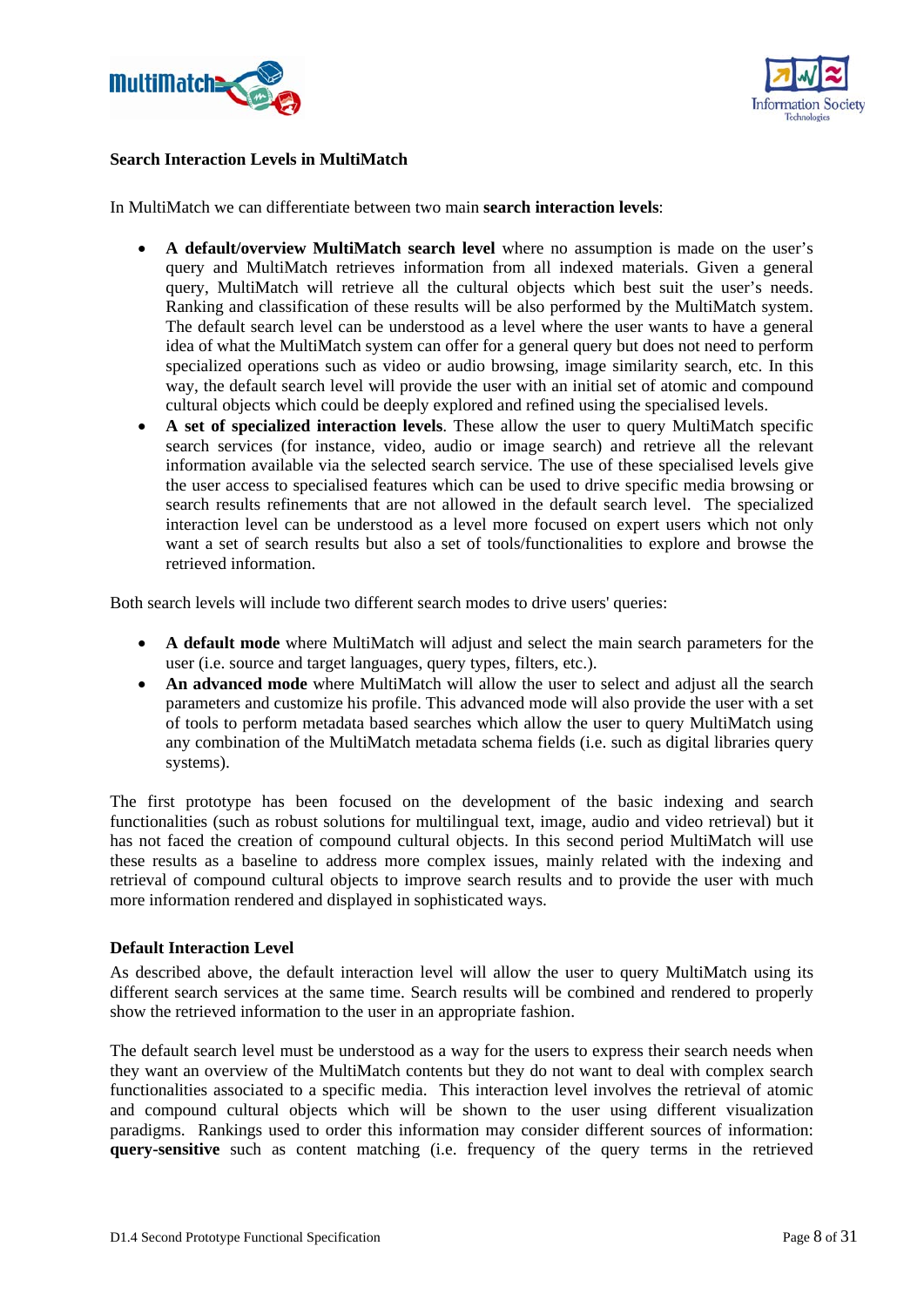**Search Interaction Levels in MultiMatch**

In MultiMatch we can differentiate between two main **search interaction levels**:

- **A default/overview MultiMatch search level** where no assumption is made on the user's query and MultiMatch retrieves information from all indexed materials. Given a general query, MultiMatch will retrieve all the cultural objects which best suit the user's needs. Ranking and classification of these results will be also performed by the MultiMatch system. The default search level can be understood as a level where the user wants to have a general idea of what the MultiMatch system can offer for a general query but does not need to perform specialized operations such as video or audio browsing, image similarity search, etc. In this way, the default search level will provide the user with an initial set of atomic and compound cultural objects which could be deeply explored and refined using the specialised levels.
- **A set of specialized interaction levels**. These allow the user to query MultiMatch specific search services (for instance, video, audio or image search) and retrieve all the relevant information available via the selected search service. The use of these specialised levels give the user access to specialised features which can be used to drive specific media browsing or search results refinements that are not allowed in the default search level. The specialized interaction level can be understood as a level more focused on expert users which not only want a set of search results but also a set of tools/functionalities to explore and browse the retrieved information.

Both search levels will include two different search modes to drive users' queries:

- **A default mode** where MultiMatch will adjust and select the main search parameters for the user (i.e. source and target languages, query types, filters, etc.).
- **An advanced mode** where MultiMatch will allow the user to select and adjust all the search parameters and customize his profile. This advanced mode will also provide the user with a set of tools to perform metadata based searches which allow the user to query MultiMatch using any combination of the MultiMatch metadata schema fields (i.e. such as digital libraries query systems).

The first prototype has been focused on the development of the basic indexing and search functionalities (such as robust solutions for multilingual text, image, audio and video retrieval) but it has not faced the creation of compound cultural objects. In this second period MultiMatch will use these results as a baseline to address more complex issues, mainly related with the indexing and retrieval of compound cultural objects to improve search results and to provide the user with much more information rendered and displayed in sophisticated ways.

**Default Interaction Level**

As described above, the default interaction level will allow the user to query MultiMatch using its different search services at the same time. Search results will be combined and rendered to properly show the retrieved information to the user in an appropriate fashion.

The default search level must be understood as a way for the users to express their search needs when they want an overview of the MultiMatch contents but they do not want to deal with complex search functionalities associated to a specific media. This interaction level involves the retrieval of atomic and compound cultural objects which will be shown to the user using different visualization paradigms. Rankings used to order this information may consider different sources of information: **query-sensitive** such as content matching (i.e. frequency of the query terms in the retrieved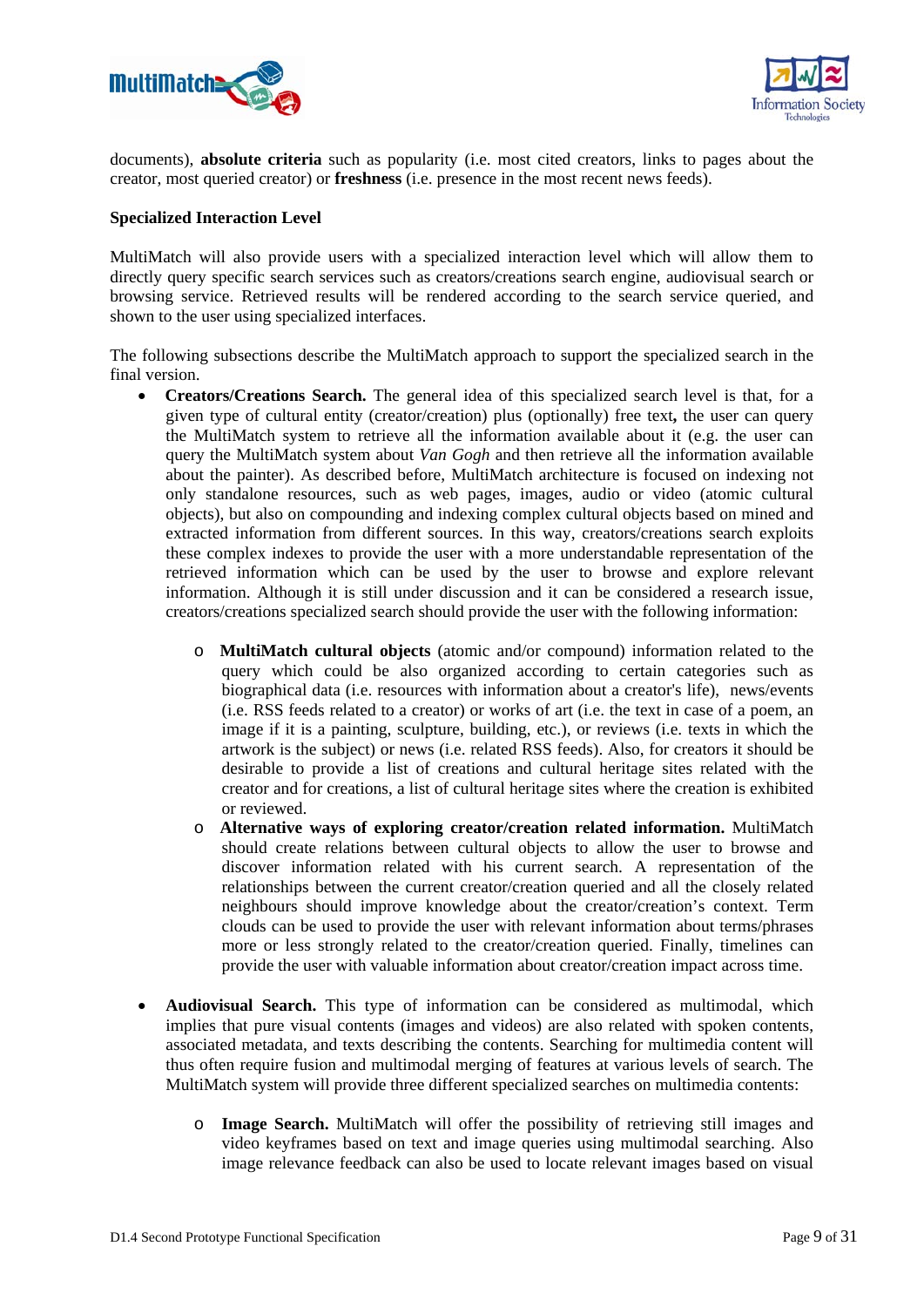documents), **absolute criteria** such as popularity (i.e. most cited creators, links to pages about the creator, most queried creator) or **freshness** (i.e. presence in the most recent news feeds).

**Specialized Interaction Level**

MultiMatch will also provide users with a specialized interaction level which will allow them to directly query specific search services such as creators/creations search engine, audiovisual search or browsing service. Retrieved results will be rendered according to the search service queried, and shown to the user using specialized interfaces.

The following subsections describe the MultiMatch approach to support the specialized search in the final version.

- **Creators/Creations Search.** The general idea of this specialized search level is that, for a given type of cultural entity (creator/creation) plus (optionally) free text**,** the user can query the MultiMatch system to retrieve all the information available about it (e.g. the user can query the MultiMatch system about *Van Gogh* and then retrieve all the information available about the painter). As described before, MultiMatch architecture is focused on indexing not only standalone resources, such as web pages, images, audio or video (atomic cultural objects), but also on compounding and indexing complex cultural objects based on mined and extracted information from different sources. In this way, creators/creations search exploits these complex indexes to provide the user with a more understandable representation of the retrieved information which can be used by the user to browse and explore relevant information. Although it is still under discussion and it can be considered a research issue, creators/creations specialized search should provide the user with the following information:
    - **MultiMatch cultural objects** (atomic and/or compound) information related to the query which could be also organized according to certain categories such as biographical data (i.e. resources with information about a creator's life), news/events (i.e. RSS feeds related to a creator) or works of art (i.e. the text in case of a poem, an image if it is a painting, sculpture, building, etc.), or reviews (i.e. texts in which the artwork is the subject) or news (i.e. related RSS feeds). Also, for creators it should be desirable to provide a list of creations and cultural heritage sites related with the creator and for creations, a list of cultural heritage sites where the creation is exhibited or reviewed.
    - **Alternative ways of exploring creator/creation related information.** MultiMatch should create relations between cultural objects to allow the user to browse and discover information related with his current search. A representation of the relationships between the current creator/creation queried and all the closely related neighbours should improve knowledge about the creator/creation's context. Term clouds can be used to provide the user with relevant information about terms/phrases more or less strongly related to the creator/creation queried. Finally, timelines can provide the user with valuable information about creator/creation impact across time.

- **Audiovisual Search.** This type of information can be considered as multimodal, which implies that pure visual contents (images and videos) are also related with spoken contents, associated metadata, and texts describing the contents. Searching for multimedia content will thus often require fusion and multimodal merging of features at various levels of search. The MultiMatch system will provide three different specialized searches on multimedia contents:
    - **Image Search.** MultiMatch will offer the possibility of retrieving still images and video keyframes based on text and image queries using multimodal searching. Also image relevance feedback can also be used to locate relevant images based on visual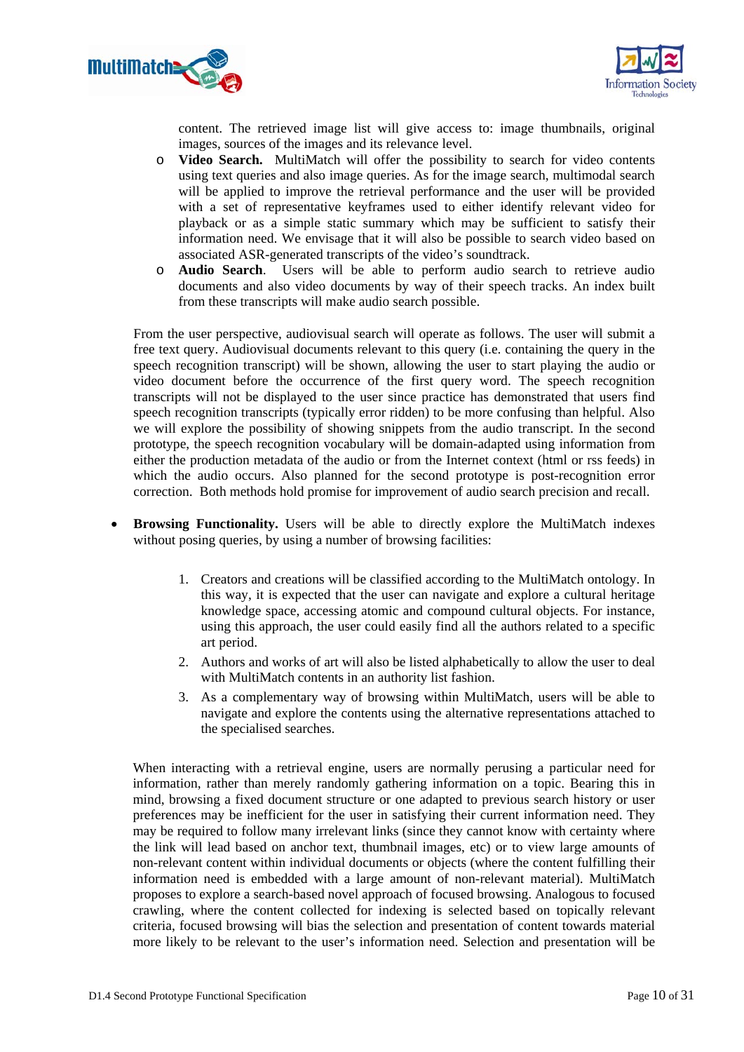content. The retrieved image list will give access to: image thumbnails, original images, sources of the images and its relevance level.

  - **Video Search.** MultiMatch will offer the possibility to search for video contents using text queries and also image queries. As for the image search, multimodal search will be applied to improve the retrieval performance and the user will be provided with a set of representative keyframes used to either identify relevant video for playback or as a simple static summary which may be sufficient to satisfy their information need. We envisage that it will also be possible to search video based on associated ASR-generated transcripts of the video's soundtrack.
  - **Audio Search**. Users will be able to perform audio search to retrieve audio documents and also video documents by way of their speech tracks. An index built from these transcripts will make audio search possible.

From the user perspective, audiovisual search will operate as follows. The user will submit a free text query. Audiovisual documents relevant to this query (i.e. containing the query in the speech recognition transcript) will be shown, allowing the user to start playing the audio or video document before the occurrence of the first query word. The speech recognition transcripts will not be displayed to the user since practice has demonstrated that users find speech recognition transcripts (typically error ridden) to be more confusing than helpful. Also we will explore the possibility of showing snippets from the audio transcript. In the second prototype, the speech recognition vocabulary will be domain-adapted using information from either the production metadata of the audio or from the Internet context (html or rss feeds) in which the audio occurs. Also planned for the second prototype is post-recognition error correction. Both methods hold promise for improvement of audio search precision and recall.

- **Browsing Functionality.** Users will be able to directly explore the MultiMatch indexes without posing queries, by using a number of browsing facilities:

  1. Creators and creations will be classified according to the MultiMatch ontology. In this way, it is expected that the user can navigate and explore a cultural heritage knowledge space, accessing atomic and compound cultural objects. For instance, using this approach, the user could easily find all the authors related to a specific art period.
  2. Authors and works of art will also be listed alphabetically to allow the user to deal with MultiMatch contents in an authority list fashion.
  3. As a complementary way of browsing within MultiMatch, users will be able to navigate and explore the contents using the alternative representations attached to the specialised searches.

  When interacting with a retrieval engine, users are normally perusing a particular need for information, rather than merely randomly gathering information on a topic. Bearing this in mind, browsing a fixed document structure or one adapted to previous search history or user preferences may be inefficient for the user in satisfying their current information need. They may be required to follow many irrelevant links (since they cannot know with certainty where the link will lead based on anchor text, thumbnail images, etc) or to view large amounts of non-relevant content within individual documents or objects (where the content fulfilling their information need is embedded with a large amount of non-relevant material). MultiMatch proposes to explore a search-based novel approach of focused browsing. Analogous to focused crawling, where the content collected for indexing is selected based on topically relevant criteria, focused browsing will bias the selection and presentation of content towards material more likely to be relevant to the user's information need. Selection and presentation will be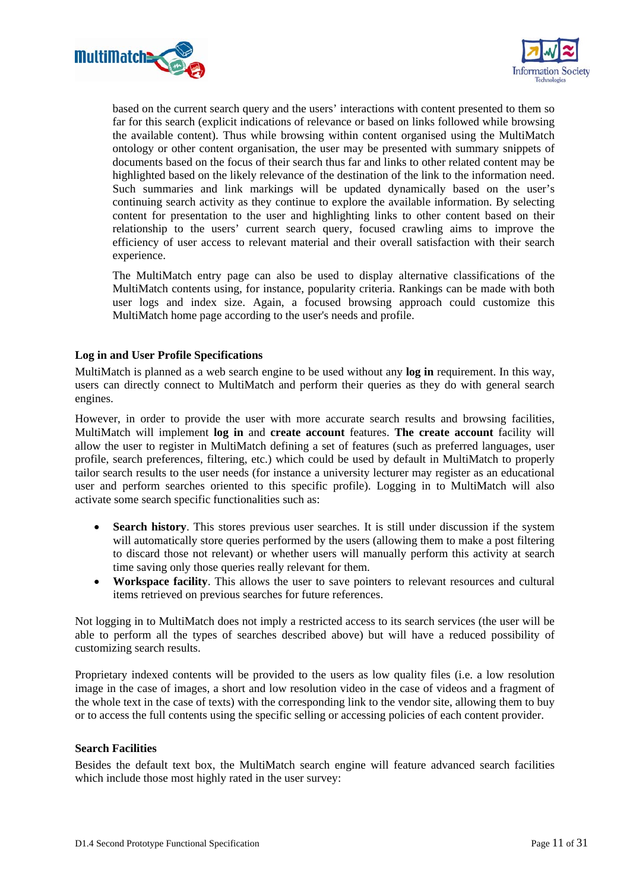based on the current search query and the users' interactions with content presented to them so far for this search (explicit indications of relevance or based on links followed while browsing the available content). Thus while browsing within content organised using the MultiMatch ontology or other content organisation, the user may be presented with summary snippets of documents based on the focus of their search thus far and links to other related content may be highlighted based on the likely relevance of the destination of the link to the information need. Such summaries and link markings will be updated dynamically based on the user's continuing search activity as they continue to explore the available information. By selecting content for presentation to the user and highlighting links to other content based on their relationship to the users' current search query, focused crawling aims to improve the efficiency of user access to relevant material and their overall satisfaction with their search experience.

The MultiMatch entry page can also be used to display alternative classifications of the MultiMatch contents using, for instance, popularity criteria. Rankings can be made with both user logs and index size. Again, a focused browsing approach could customize this MultiMatch home page according to the user's needs and profile.

#### Log in and User Profile Specifications

MultiMatch is planned as a web search engine to be used without any **log in** requirement. In this way, users can directly connect to MultiMatch and perform their queries as they do with general search engines.

However, in order to provide the user with more accurate search results and browsing facilities, MultiMatch will implement **log in** and **create account** features. **The create account** facility will allow the user to register in MultiMatch defining a set of features (such as preferred languages, user profile, search preferences, filtering, etc.) which could be used by default in MultiMatch to properly tailor search results to the user needs (for instance a university lecturer may register as an educational user and perform searches oriented to this specific profile). Logging in to MultiMatch will also activate some search specific functionalities such as:

- **Search history**. This stores previous user searches. It is still under discussion if the system will automatically store queries performed by the users (allowing them to make a post filtering to discard those not relevant) or whether users will manually perform this activity at search time saving only those queries really relevant for them.
- **Workspace facility**. This allows the user to save pointers to relevant resources and cultural items retrieved on previous searches for future references.

Not logging in to MultiMatch does not imply a restricted access to its search services (the user will be able to perform all the types of searches described above) but will have a reduced possibility of customizing search results.

Proprietary indexed contents will be provided to the users as low quality files (i.e. a low resolution image in the case of images, a short and low resolution video in the case of videos and a fragment of the whole text in the case of texts) with the corresponding link to the vendor site, allowing them to buy or to access the full contents using the specific selling or accessing policies of each content provider.

#### Search Facilities

Besides the default text box, the MultiMatch search engine will feature advanced search facilities which include those most highly rated in the user survey: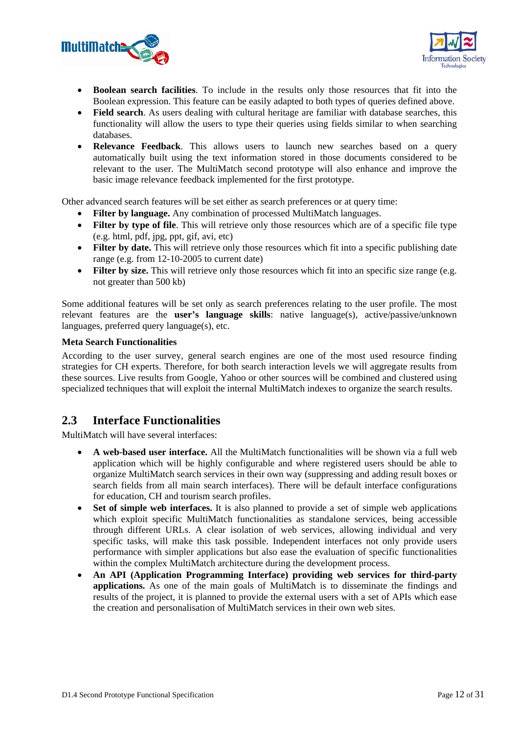- **Boolean search facilities**. To include in the results only those resources that fit into the Boolean expression. This feature can be easily adapted to both types of queries defined above.
- **Field search**. As users dealing with cultural heritage are familiar with database searches, this functionality will allow the users to type their queries using fields similar to when searching databases.
- **Relevance Feedback**. This allows users to launch new searches based on a query automatically built using the text information stored in those documents considered to be relevant to the user. The MultiMatch second prototype will also enhance and improve the basic image relevance feedback implemented for the first prototype.

Other advanced search features will be set either as search preferences or at query time:

- **Filter by language.** Any combination of processed MultiMatch languages.
- **Filter by type of file**. This will retrieve only those resources which are of a specific file type (e.g. html, pdf, jpg, ppt, gif, avi, etc)
- **Filter by date.** This will retrieve only those resources which fit into a specific publishing date range (e.g. from 12-10-2005 to current date)
- **Filter by size.** This will retrieve only those resources which fit into an specific size range (e.g. not greater than 500 kb)

Some additional features will be set only as search preferences relating to the user profile. The most relevant features are the **user's language skills**: native language(s), active/passive/unknown languages, preferred query language(s), etc.

**Meta Search Functionalities**

According to the user survey, general search engines are one of the most used resource finding strategies for CH experts. Therefore, for both search interaction levels we will aggregate results from these sources. Live results from Google, Yahoo or other sources will be combined and clustered using specialized techniques that will exploit the internal MultiMatch indexes to organize the search results.

## 2.3 Interface Functionalities

MultiMatch will have several interfaces:

- **A web-based user interface.** All the MultiMatch functionalities will be shown via a full web application which will be highly configurable and where registered users should be able to organize MultiMatch search services in their own way (suppressing and adding result boxes or search fields from all main search interfaces). There will be default interface configurations for education, CH and tourism search profiles.
- **Set of simple web interfaces.** It is also planned to provide a set of simple web applications which exploit specific MultiMatch functionalities as standalone services, being accessible through different URLs. A clear isolation of web services, allowing individual and very specific tasks, will make this task possible. Independent interfaces not only provide users performance with simpler applications but also ease the evaluation of specific functionalities within the complex MultiMatch architecture during the development process.
- **An API (Application Programming Interface) providing web services for third-party applications.** As one of the main goals of MultiMatch is to disseminate the findings and results of the project, it is planned to provide the external users with a set of APIs which ease the creation and personalisation of MultiMatch services in their own web sites.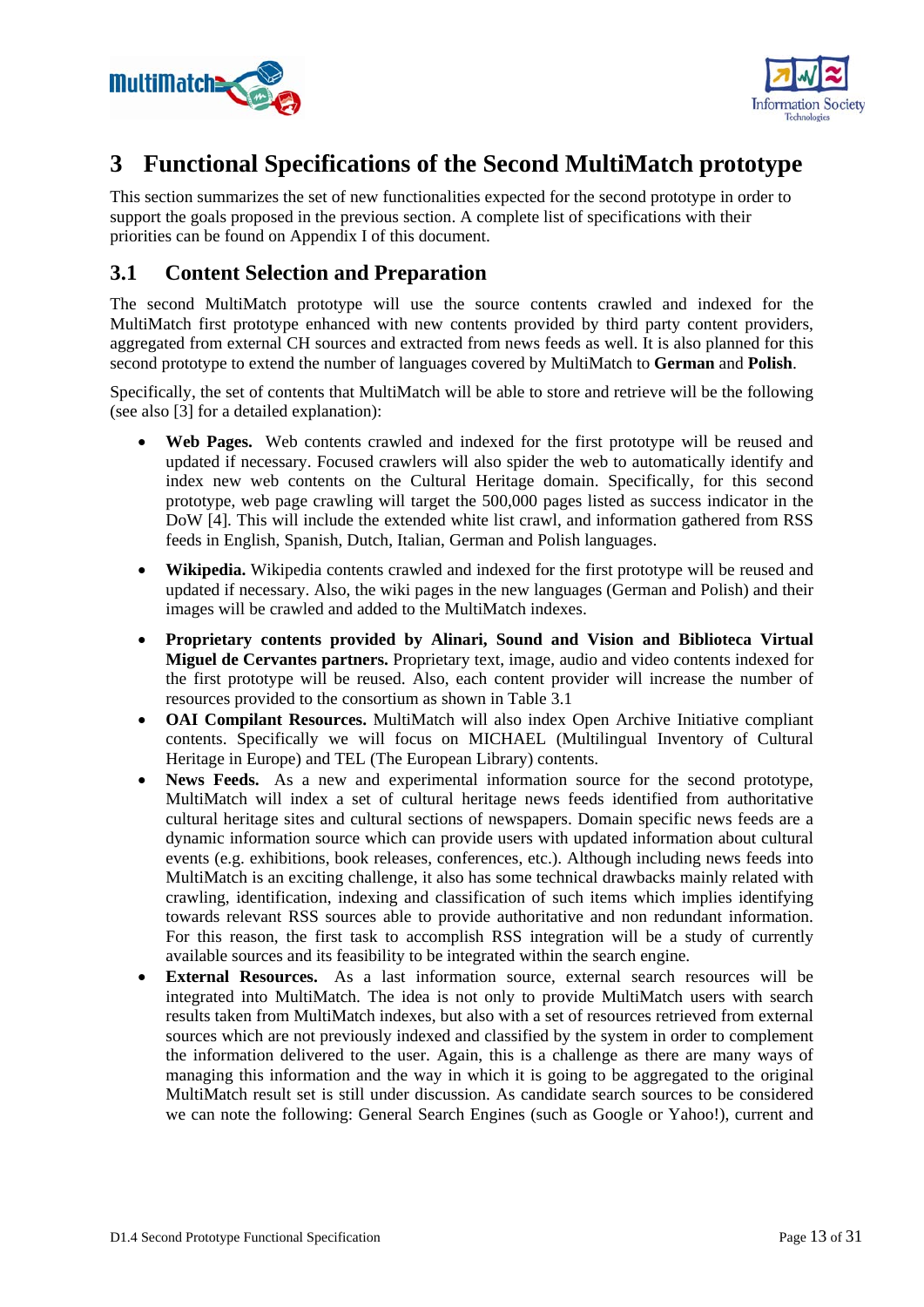# 3 Functional Specifications of the Second MultiMatch prototype

This section summarizes the set of new functionalities expected for the second prototype in order to support the goals proposed in the previous section. A complete list of specifications with their priorities can be found on Appendix I of this document.

## 3.1 Content Selection and Preparation

The second MultiMatch prototype will use the source contents crawled and indexed for the MultiMatch first prototype enhanced with new contents provided by third party content providers, aggregated from external CH sources and extracted from news feeds as well. It is also planned for this second prototype to extend the number of languages covered by MultiMatch to **German** and **Polish**.

Specifically, the set of contents that MultiMatch will be able to store and retrieve will be the following (see also [3] for a detailed explanation):

- **Web Pages.** Web contents crawled and indexed for the first prototype will be reused and updated if necessary. Focused crawlers will also spider the web to automatically identify and index new web contents on the Cultural Heritage domain. Specifically, for this second prototype, web page crawling will target the 500,000 pages listed as success indicator in the DoW [4]. This will include the extended white list crawl, and information gathered from RSS feeds in English, Spanish, Dutch, Italian, German and Polish languages.
- **Wikipedia.** Wikipedia contents crawled and indexed for the first prototype will be reused and updated if necessary. Also, the wiki pages in the new languages (German and Polish) and their images will be crawled and added to the MultiMatch indexes.
- **Proprietary contents provided by Alinari, Sound and Vision and Biblioteca Virtual Miguel de Cervantes partners.** Proprietary text, image, audio and video contents indexed for the first prototype will be reused. Also, each content provider will increase the number of resources provided to the consortium as shown in Table 3.1
- **OAI Compilant Resources.** MultiMatch will also index Open Archive Initiative compliant contents. Specifically we will focus on MICHAEL (Multilingual Inventory of Cultural Heritage in Europe) and TEL (The European Library) contents.
- **News Feeds.** As a new and experimental information source for the second prototype, MultiMatch will index a set of cultural heritage news feeds identified from authoritative cultural heritage sites and cultural sections of newspapers. Domain specific news feeds are a dynamic information source which can provide users with updated information about cultural events (e.g. exhibitions, book releases, conferences, etc.). Although including news feeds into MultiMatch is an exciting challenge, it also has some technical drawbacks mainly related with crawling, identification, indexing and classification of such items which implies identifying towards relevant RSS sources able to provide authoritative and non redundant information. For this reason, the first task to accomplish RSS integration will be a study of currently available sources and its feasibility to be integrated within the search engine.
- **External Resources.** As a last information source, external search resources will be integrated into MultiMatch. The idea is not only to provide MultiMatch users with search results taken from MultiMatch indexes, but also with a set of resources retrieved from external sources which are not previously indexed and classified by the system in order to complement the information delivered to the user. Again, this is a challenge as there are many ways of managing this information and the way in which it is going to be aggregated to the original MultiMatch result set is still under discussion. As candidate search sources to be considered we can note the following: General Search Engines (such as Google or Yahoo!), current and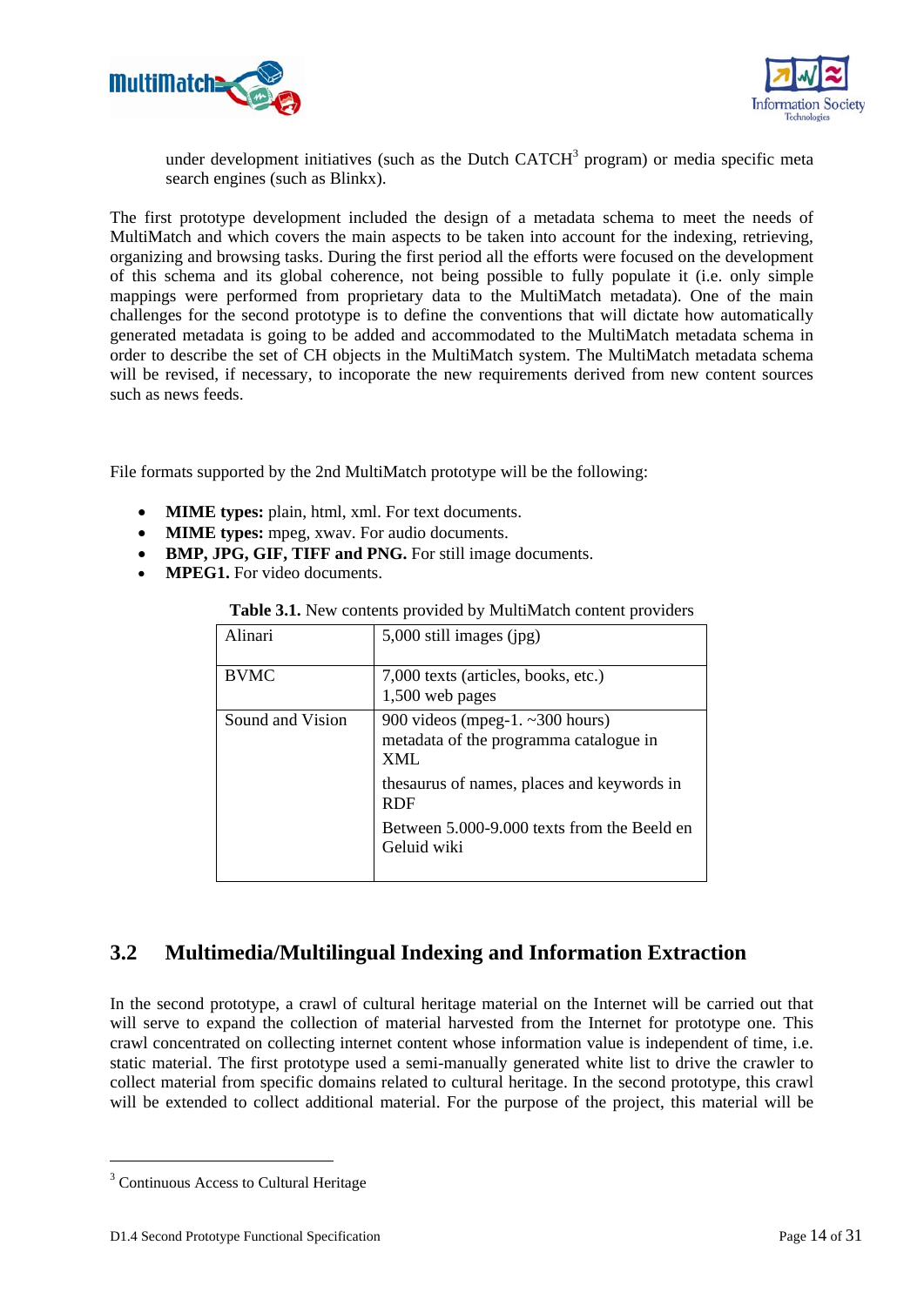under development initiatives (such as the Dutch CATCH[3] program) or media specific meta search engines (such as Blinkx).

The first prototype development included the design of a metadata schema to meet the needs of MultiMatch and which covers the main aspects to be taken into account for the indexing, retrieving, organizing and browsing tasks. During the first period all the efforts were focused on the development of this schema and its global coherence, not being possible to fully populate it (i.e. only simple mappings were performed from proprietary data to the MultiMatch metadata). One of the main challenges for the second prototype is to define the conventions that will dictate how automatically generated metadata is going to be added and accommodated to the MultiMatch metadata schema in order to describe the set of CH objects in the MultiMatch system. The MultiMatch metadata schema will be revised, if necessary, to incoporate the new requirements derived from new content sources such as news feeds.

File formats supported by the 2nd MultiMatch prototype will be the following:

- **MIME types:** plain, html, xml. For text documents.
- **MIME types:** mpeg, xwav. For audio documents.
- **BMP, JPG, GIF, TIFF and PNG.** For still image documents.
- **MPEG1.** For video documents.

**Table 3.1.** New contents provided by MultiMatch content providers

| | |
|---|---|
| Alinari | 5,000 still images (jpg) |
| BVMC | 7,000 texts (articles, books, etc.)<br>1,500 web pages |
| Sound and Vision | 900 videos (mpeg-1. ~300 hours)<br>metadata of the programma catalogue in XML<br>thesaurus of names, places and keywords in RDF<br>Between 5.000-9.000 texts from the Beeld en Geluid wiki |

## 3.2 Multimedia/Multilingual Indexing and Information Extraction

In the second prototype, a crawl of cultural heritage material on the Internet will be carried out that will serve to expand the collection of material harvested from the Internet for prototype one. This crawl concentrated on collecting internet content whose information value is independent of time, i.e. static material. The first prototype used a semi-manually generated white list to drive the crawler to collect material from specific domains related to cultural heritage. In the second prototype, this crawl will be extended to collect additional material. For the purpose of the project, this material will be

[3] Continuous Access to Cultural Heritage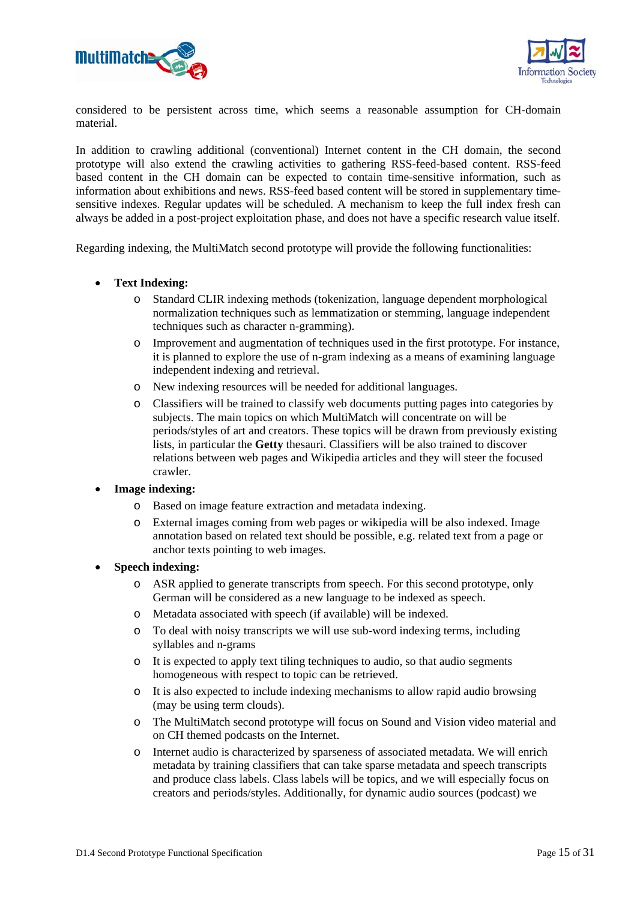considered to be persistent across time, which seems a reasonable assumption for CH-domain material.

In addition to crawling additional (conventional) Internet content in the CH domain, the second prototype will also extend the crawling activities to gathering RSS-feed-based content. RSS-feed based content in the CH domain can be expected to contain time-sensitive information, such as information about exhibitions and news. RSS-feed based content will be stored in supplementary time-sensitive indexes. Regular updates will be scheduled. A mechanism to keep the full index fresh can always be added in a post-project exploitation phase, and does not have a specific research value itself.

Regarding indexing, the MultiMatch second prototype will provide the following functionalities:

- **Text Indexing:**
    - Standard CLIR indexing methods (tokenization, language dependent morphological normalization techniques such as lemmatization or stemming, language independent techniques such as character n-gramming).
    - Improvement and augmentation of techniques used in the first prototype. For instance, it is planned to explore the use of n-gram indexing as a means of examining language independent indexing and retrieval.
    - New indexing resources will be needed for additional languages.
    - Classifiers will be trained to classify web documents putting pages into categories by subjects. The main topics on which MultiMatch will concentrate on will be periods/styles of art and creators. These topics will be drawn from previously existing lists, in particular the **Getty** thesauri. Classifiers will be also trained to discover relations between web pages and Wikipedia articles and they will steer the focused crawler.
- **Image indexing:**
    - Based on image feature extraction and metadata indexing.
    - External images coming from web pages or wikipedia will be also indexed. Image annotation based on related text should be possible, e.g. related text from a page or anchor texts pointing to web images.
- **Speech indexing:**
    - ASR applied to generate transcripts from speech. For this second prototype, only German will be considered as a new language to be indexed as speech.
    - Metadata associated with speech (if available) will be indexed.
    - To deal with noisy transcripts we will use sub-word indexing terms, including syllables and n-grams
    - It is expected to apply text tiling techniques to audio, so that audio segments homogeneous with respect to topic can be retrieved.
    - It is also expected to include indexing mechanisms to allow rapid audio browsing (may be using term clouds).
    - The MultiMatch second prototype will focus on Sound and Vision video material and on CH themed podcasts on the Internet.
    - Internet audio is characterized by sparseness of associated metadata. We will enrich metadata by training classifiers that can take sparse metadata and speech transcripts and produce class labels. Class labels will be topics, and we will especially focus on creators and periods/styles. Additionally, for dynamic audio sources (podcast) we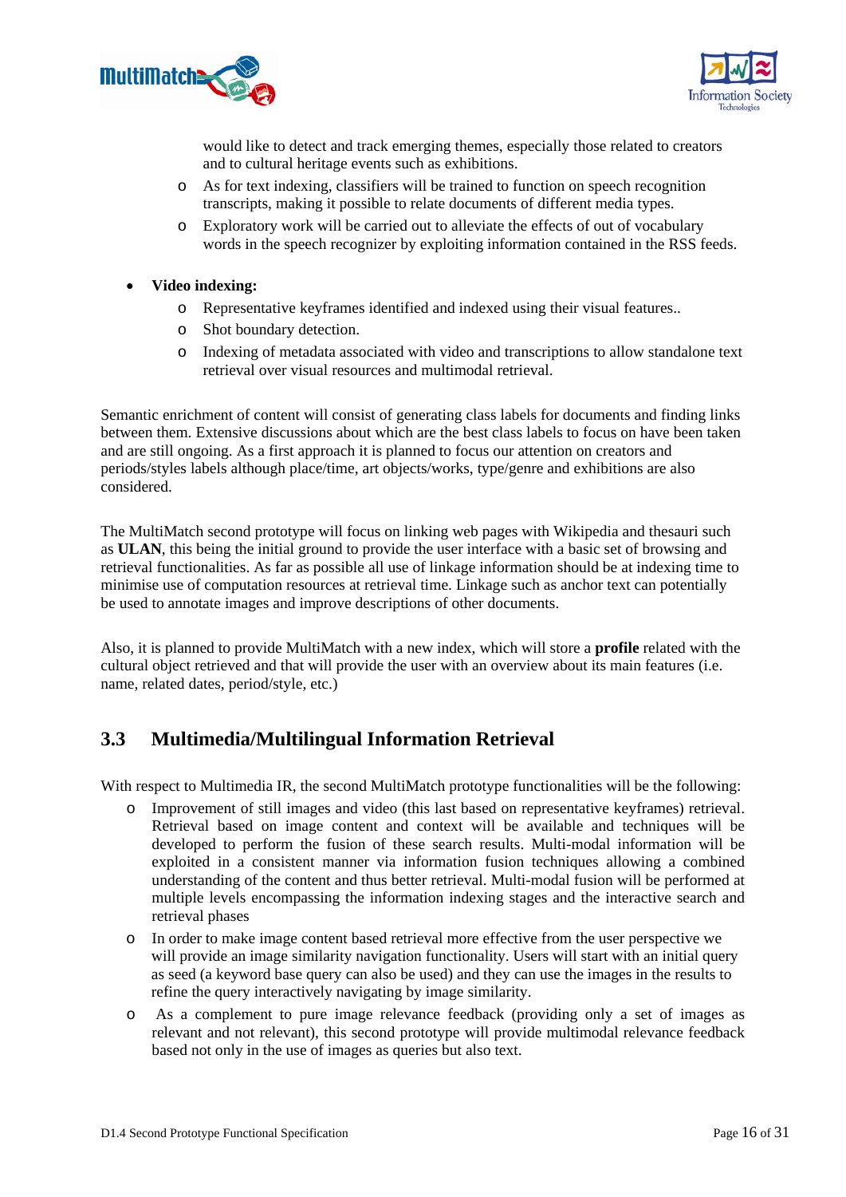would like to detect and track emerging themes, especially those related to creators and to cultural heritage events such as exhibitions.

- As for text indexing, classifiers will be trained to function on speech recognition transcripts, making it possible to relate documents of different media types.
- Exploratory work will be carried out to alleviate the effects of out of vocabulary words in the speech recognizer by exploiting information contained in the RSS feeds.

- **Video indexing:**
  - Representative keyframes identified and indexed using their visual features..
  - Shot boundary detection.
  - Indexing of metadata associated with video and transcriptions to allow standalone text retrieval over visual resources and multimodal retrieval.

Semantic enrichment of content will consist of generating class labels for documents and finding links between them. Extensive discussions about which are the best class labels to focus on have been taken and are still ongoing. As a first approach it is planned to focus our attention on creators and periods/styles labels although place/time, art objects/works, type/genre and exhibitions are also considered.

The MultiMatch second prototype will focus on linking web pages with Wikipedia and thesauri such as **ULAN**, this being the initial ground to provide the user interface with a basic set of browsing and retrieval functionalities. As far as possible all use of linkage information should be at indexing time to minimise use of computation resources at retrieval time. Linkage such as anchor text can potentially be used to annotate images and improve descriptions of other documents.

Also, it is planned to provide MultiMatch with a new index, which will store a **profile** related with the cultural object retrieved and that will provide the user with an overview about its main features (i.e. name, related dates, period/style, etc.)

## 3.3 Multimedia/Multilingual Information Retrieval

With respect to Multimedia IR, the second MultiMatch prototype functionalities will be the following:

- Improvement of still images and video (this last based on representative keyframes) retrieval. Retrieval based on image content and context will be available and techniques will be developed to perform the fusion of these search results. Multi-modal information will be exploited in a consistent manner via information fusion techniques allowing a combined understanding of the content and thus better retrieval. Multi-modal fusion will be performed at multiple levels encompassing the information indexing stages and the interactive search and retrieval phases
- In order to make image content based retrieval more effective from the user perspective we will provide an image similarity navigation functionality. Users will start with an initial query as seed (a keyword base query can also be used) and they can use the images in the results to refine the query interactively navigating by image similarity.
- As a complement to pure image relevance feedback (providing only a set of images as relevant and not relevant), this second prototype will provide multimodal relevance feedback based not only in the use of images as queries but also text.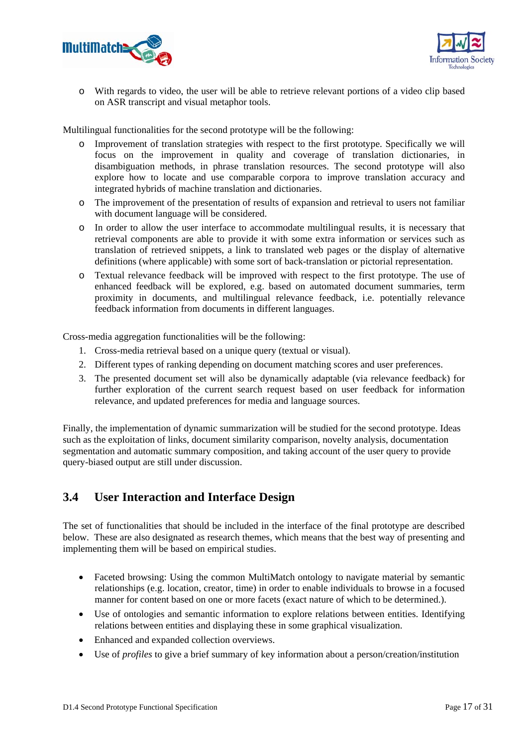- With regards to video, the user will be able to retrieve relevant portions of a video clip based on ASR transcript and visual metaphor tools.

Multilingual functionalities for the second prototype will be the following:

- Improvement of translation strategies with respect to the first prototype. Specifically we will focus on the improvement in quality and coverage of translation dictionaries, in disambiguation methods, in phrase translation resources. The second prototype will also explore how to locate and use comparable corpora to improve translation accuracy and integrated hybrids of machine translation and dictionaries.
- The improvement of the presentation of results of expansion and retrieval to users not familiar with document language will be considered.
- In order to allow the user interface to accommodate multilingual results, it is necessary that retrieval components are able to provide it with some extra information or services such as translation of retrieved snippets, a link to translated web pages or the display of alternative definitions (where applicable) with some sort of back-translation or pictorial representation.
- Textual relevance feedback will be improved with respect to the first prototype. The use of enhanced feedback will be explored, e.g. based on automated document summaries, term proximity in documents, and multilingual relevance feedback, i.e. potentially relevance feedback information from documents in different languages.

Cross-media aggregation functionalities will be the following:

1. Cross-media retrieval based on a unique query (textual or visual).
2. Different types of ranking depending on document matching scores and user preferences.
3. The presented document set will also be dynamically adaptable (via relevance feedback) for further exploration of the current search request based on user feedback for information relevance, and updated preferences for media and language sources.

Finally, the implementation of dynamic summarization will be studied for the second prototype. Ideas such as the exploitation of links, document similarity comparison, novelty analysis, documentation segmentation and automatic summary composition, and taking account of the user query to provide query-biased output are still under discussion.

## 3.4 User Interaction and Interface Design

The set of functionalities that should be included in the interface of the final prototype are described below. These are also designated as research themes, which means that the best way of presenting and implementing them will be based on empirical studies.

- Faceted browsing: Using the common MultiMatch ontology to navigate material by semantic relationships (e.g. location, creator, time) in order to enable individuals to browse in a focused manner for content based on one or more facets (exact nature of which to be determined.).
- Use of ontologies and semantic information to explore relations between entities. Identifying relations between entities and displaying these in some graphical visualization.
- Enhanced and expanded collection overviews.
- Use of *profiles* to give a brief summary of key information about a person/creation/institution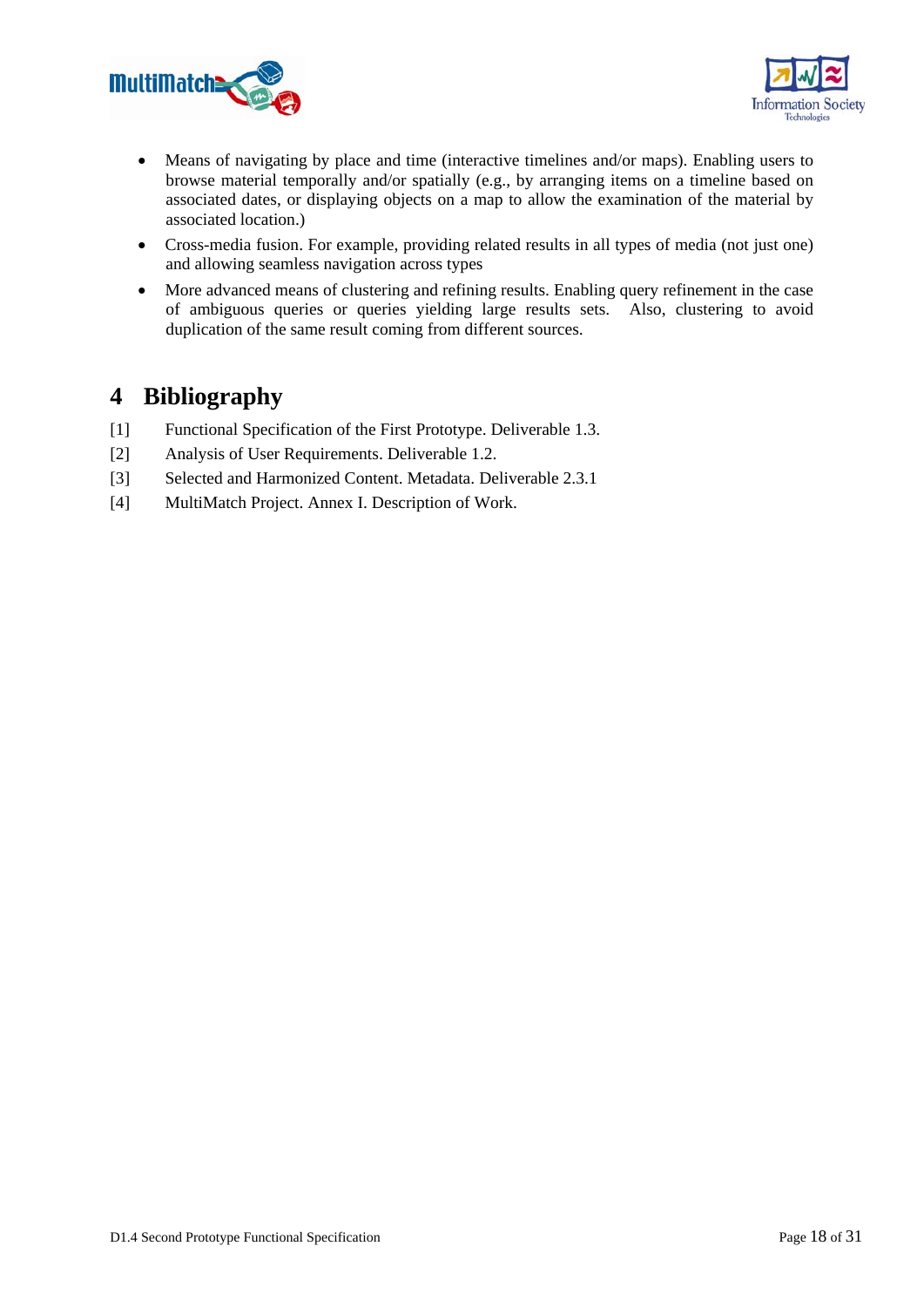- Means of navigating by place and time (interactive timelines and/or maps). Enabling users to browse material temporally and/or spatially (e.g., by arranging items on a timeline based on associated dates, or displaying objects on a map to allow the examination of the material by associated location.)
- Cross-media fusion. For example, providing related results in all types of media (not just one) and allowing seamless navigation across types
- More advanced means of clustering and refining results. Enabling query refinement in the case of ambiguous queries or queries yielding large results sets. Also, clustering to avoid duplication of the same result coming from different sources.

# 4 Bibliography

[1] Functional Specification of the First Prototype. Deliverable 1.3.

[2] Analysis of User Requirements. Deliverable 1.2.

[3] Selected and Harmonized Content. Metadata. Deliverable 2.3.1

[4] MultiMatch Project. Annex I. Description of Work.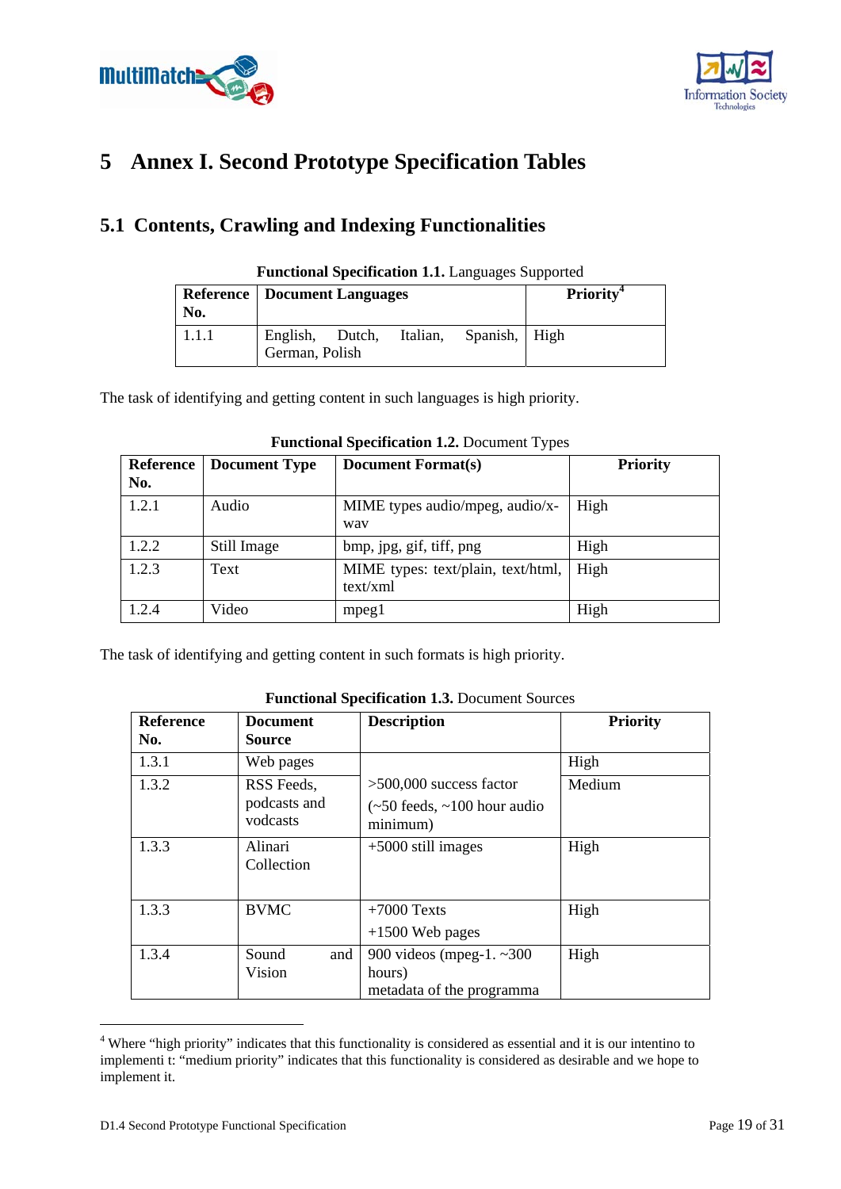# 5 Annex I. Second Prototype Specification Tables

## 5.1 Contents, Crawling and Indexing Functionalities

**Functional Specification 1.1.** Languages Supported

| Reference No. | Document Languages | Priority[4] |
|---|---|---|
| 1.1.1 | English, Dutch, Italian, Spanish, German, Polish | High |

The task of identifying and getting content in such languages is high priority.

**Functional Specification 1.2.** Document Types

| Reference No. | Document Type | Document Format(s) | Priority |
|---|---|---|---|
| 1.2.1 | Audio | MIME types audio/mpeg, audio/x-wav | High |
| 1.2.2 | Still Image | bmp, jpg, gif, tiff, png | High |
| 1.2.3 | Text | MIME types: text/plain, text/html, text/xml | High |
| 1.2.4 | Video | mpeg1 | High |

The task of identifying and getting content in such formats is high priority.

**Functional Specification 1.3.** Document Sources

| Reference No. | Document Source | Description | Priority |
|---|---|---|---|
| 1.3.1 | Web pages | >500,000 success factor | High |
| 1.3.2 | RSS Feeds, podcasts and vodcasts | (~50 feeds, ~100 hour audio minimum) | Medium |
| 1.3.3 | Alinari Collection | +5000 still images | High |
| 1.3.3 | BVMC | +7000 Texts<br>+1500 Web pages | High |
| 1.3.4 | Sound and Vision | 900 videos (mpeg-1. ~300 hours)<br>metadata of the programma | High |

[4] Where "high priority" indicates that this functionality is considered as essential and it is our intentino to implementi t: "medium priority" indicates that this functionality is considered as desirable and we hope to implement it.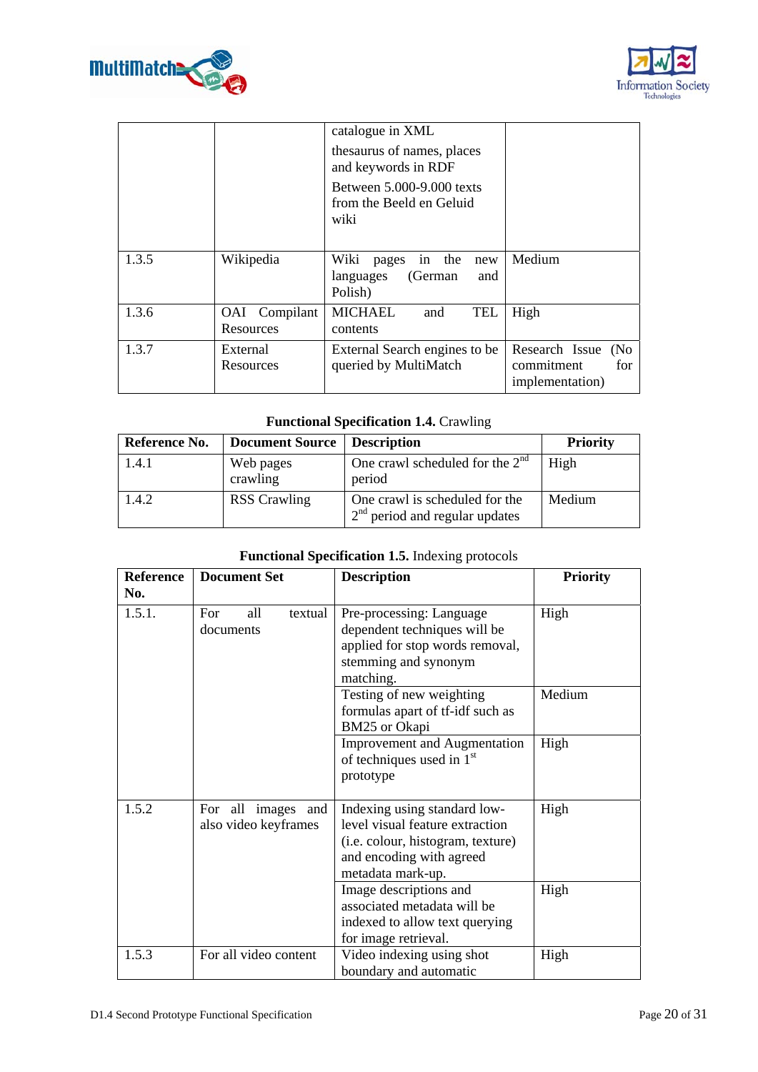| | | catalogue in XML<br>thesaurus of names, places and keywords in RDF<br>Between 5.000-9.000 texts from the Beeld en Geluid wiki | |
|---|---|---|---|
| 1.3.5 | Wikipedia | Wiki pages in the new languages (German and Polish) | Medium |
| 1.3.6 | OAI Compilant Resources | MICHAEL and TEL contents | High |
| 1.3.7 | External Resources | External Search engines to be queried by MultiMatch | Research Issue (No commitment for implementation) |

**Functional Specification 1.4.** Crawling

| Reference No. | Document Source | Description | Priority |
|---|---|---|---|
| 1.4.1 | Web pages crawling | One crawl scheduled for the 2nd period | High |
| 1.4.2 | RSS Crawling | One crawl is scheduled for the 2nd period and regular updates | Medium |

**Functional Specification 1.5.** Indexing protocols

| Reference No. | Document Set | Description | Priority |
|---|---|---|---|
| 1.5.1. | For all textual documents | Pre-processing: Language dependent techniques will be applied for stop words removal, stemming and synonym matching. | High |
| | | Testing of new weighting formulas apart of tf-idf such as BM25 or Okapi | Medium |
| | | Improvement and Augmentation of techniques used in 1st prototype | High |
| 1.5.2 | For all images and also video keyframes | Indexing using standard low-level visual feature extraction (i.e. colour, histogram, texture) and encoding with agreed metadata mark-up. | High |
| | | Image descriptions and associated metadata will be indexed to allow text querying for image retrieval. | High |
| 1.5.3 | For all video content | Video indexing using shot boundary and automatic | High |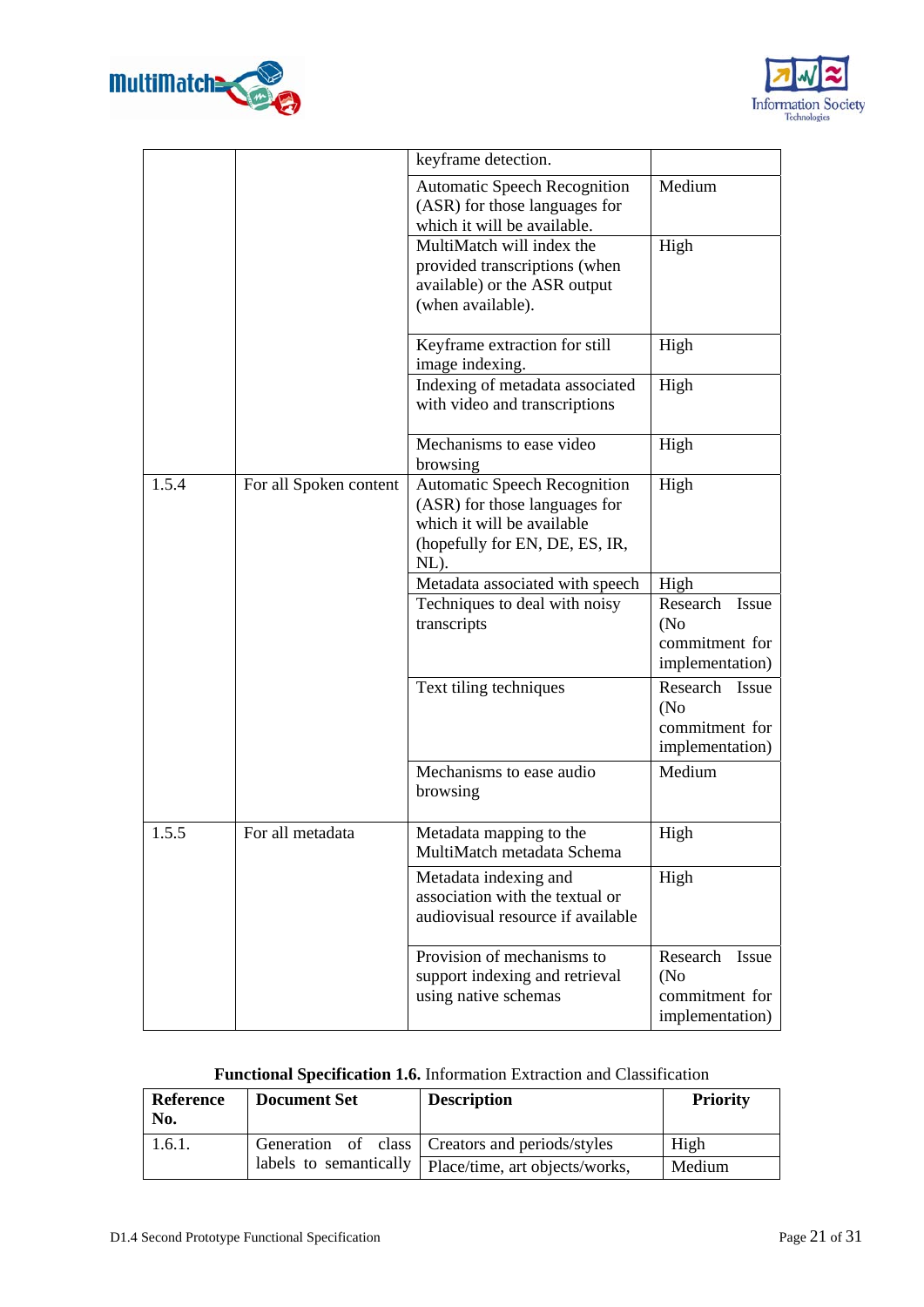| | | keyframe detection. | |
|---|---|---|---|
| | | Automatic Speech Recognition (ASR) for those languages for which it will be available. | Medium |
| | | MultiMatch will index the provided transcriptions (when available) or the ASR output (when available). | High |
| | | Keyframe extraction for still image indexing. | High |
| | | Indexing of metadata associated with video and transcriptions | High |
| | | Mechanisms to ease video browsing | High |
| 1.5.4 | For all Spoken content | Automatic Speech Recognition (ASR) for those languages for which it will be available (hopefully for EN, DE, ES, IR, NL). | High |
| | | Metadata associated with speech | High |
| | | Techniques to deal with noisy transcripts | Research Issue (No commitment for implementation) |
| | | Text tiling techniques | Research Issue (No commitment for implementation) |
| | | Mechanisms to ease audio browsing | Medium |
| 1.5.5 | For all metadata | Metadata mapping to the MultiMatch metadata Schema | High |
| | | Metadata indexing and association with the textual or audiovisual resource if available | High |
| | | Provision of mechanisms to support indexing and retrieval using native schemas | Research Issue (No commitment for implementation) |

**Functional Specification 1.6.** Information Extraction and Classification

| Reference No. | Document Set | Description | Priority |
|---|---|---|---|
| 1.6.1. | Generation of class labels to semantically | Creators and periods/styles | High |
| | | Place/time, art objects/works, | Medium |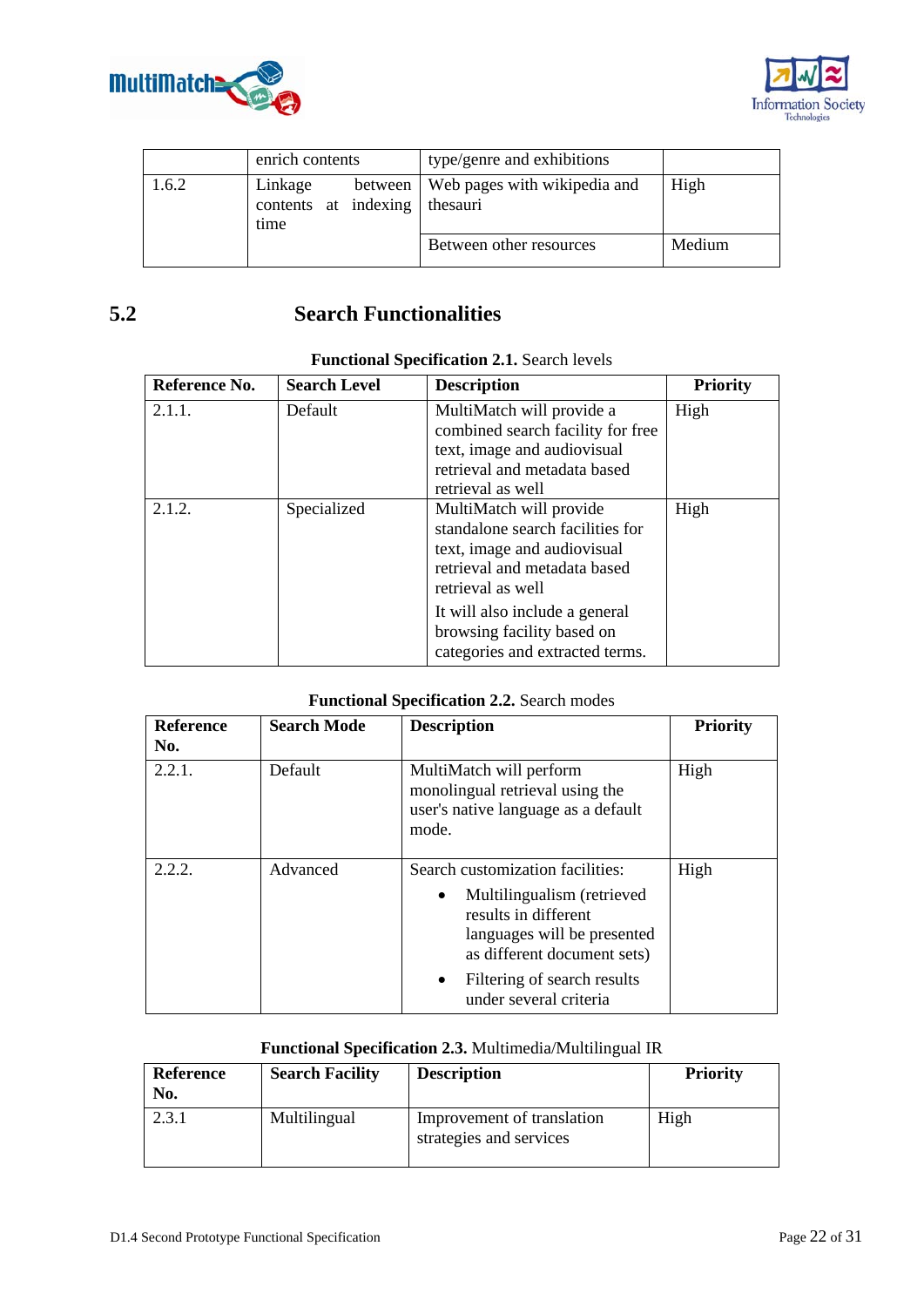| | enrich contents | type/genre and exhibitions | |
|---|---|---|---|
| 1.6.2 | Linkage between contents at indexing time | Web pages with wikipedia and thesauri | High |
| | | Between other resources | Medium |

## 5.2 Search Functionalities

**Functional Specification 2.1.** Search levels

| Reference No. | Search Level | Description | Priority |
|---|---|---|---|
| 2.1.1. | Default | MultiMatch will provide a combined search facility for free text, image and audiovisual retrieval and metadata based retrieval as well | High |
| 2.1.2. | Specialized | MultiMatch will provide standalone search facilities for text, image and audiovisual retrieval and metadata based retrieval as well<br><br>It will also include a general browsing facility based on categories and extracted terms. | High |

**Functional Specification 2.2.** Search modes

| Reference No. | Search Mode | Description | Priority |
|---|---|---|---|
| 2.2.1. | Default | MultiMatch will perform monolingual retrieval using the user's native language as a default mode. | High |
| 2.2.2. | Advanced | Search customization facilities:<br>• Multilingualism (retrieved results in different languages will be presented as different document sets)<br>• Filtering of search results under several criteria | High |

**Functional Specification 2.3.** Multimedia/Multilingual IR

| Reference No. | Search Facility | Description | Priority |
|---|---|---|---|
| 2.3.1 | Multilingual | Improvement of translation strategies and services | High |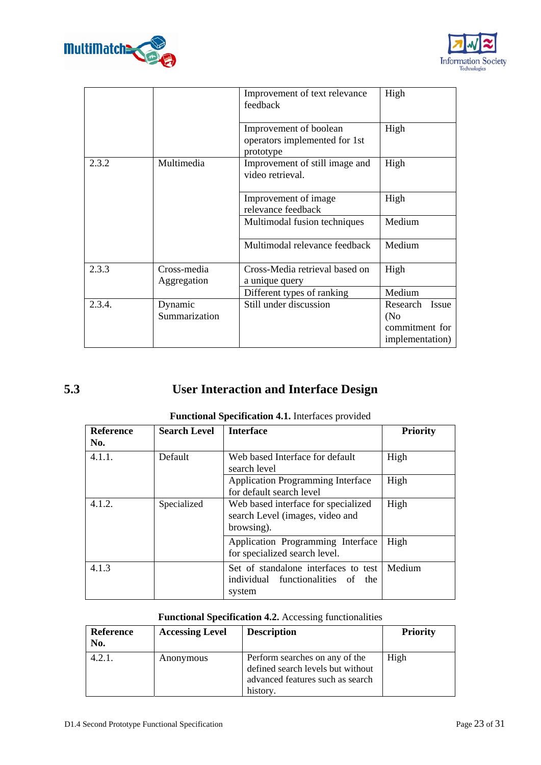| | | Improvement of text relevance feedback | High |
|---|---|---|---|
| | | Improvement of boolean operators implemented for 1st prototype | High |
| 2.3.2 | Multimedia | Improvement of still image and video retrieval. | High |
| | | Improvement of image relevance feedback | High |
| | | Multimodal fusion techniques | Medium |
| | | Multimodal relevance feedback | Medium |
| 2.3.3 | Cross-media Aggregation | Cross-Media retrieval based on a unique query | High |
| | | Different types of ranking | Medium |
| 2.3.4. | Dynamic Summarization | Still under discussion | Research Issue (No commitment for implementation) |

## 5.3 User Interaction and Interface Design

**Functional Specification 4.1.** Interfaces provided

| Reference No. | Search Level | Interface | Priority |
|---|---|---|---|
| 4.1.1. | Default | Web based Interface for default search level | High |
| | | Application Programming Interface for default search level | High |
| 4.1.2. | Specialized | Web based interface for specialized search Level (images, video and browsing). | High |
| | | Application Programming Interface for specialized search level. | High |
| 4.1.3 | | Set of standalone interfaces to test individual functionalities of the system | Medium |

**Functional Specification 4.2.** Accessing functionalities

| Reference No. | Accessing Level | Description | Priority |
|---|---|---|---|
| 4.2.1. | Anonymous | Perform searches on any of the defined search levels but without advanced features such as search history. | High |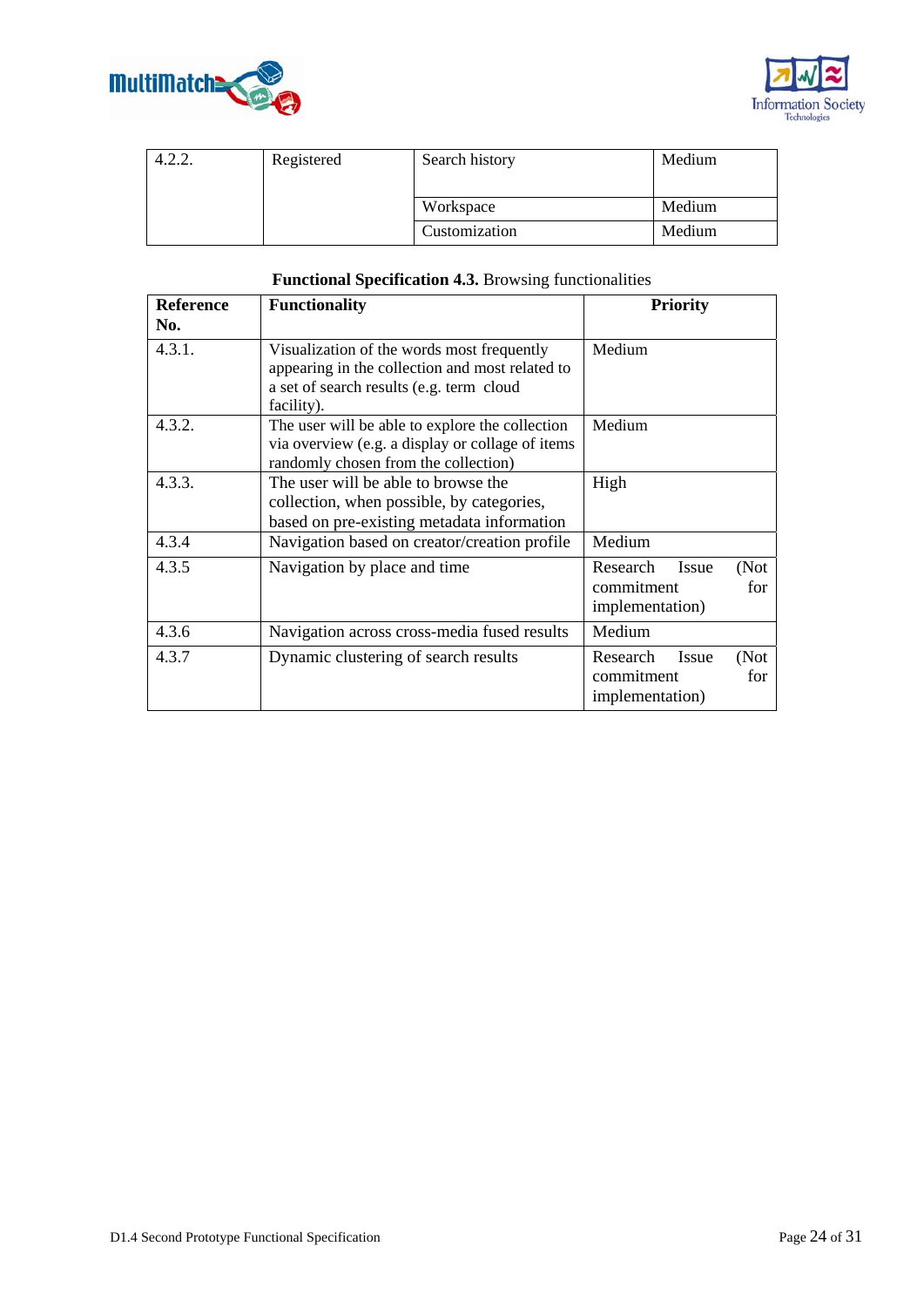| 4.2.2. | Registered | Search history | Medium |
|---|---|---|---|
| | | Workspace | Medium |
| | | Customization | Medium |

**Functional Specification 4.3.** Browsing functionalities

| Reference No. | Functionality | Priority |
|---|---|---|
| 4.3.1. | Visualization of the words most frequently appearing in the collection and most related to a set of search results (e.g. term cloud facility). | Medium |
| 4.3.2. | The user will be able to explore the collection via overview (e.g. a display or collage of items randomly chosen from the collection) | Medium |
| 4.3.3. | The user will be able to browse the collection, when possible, by categories, based on pre-existing metadata information | High |
| 4.3.4 | Navigation based on creator/creation profile | Medium |
| 4.3.5 | Navigation by place and time | Research Issue (Not commitment for implementation) |
| 4.3.6 | Navigation across cross-media fused results | Medium |
| 4.3.7 | Dynamic clustering of search results | Research Issue (Not commitment for implementation) |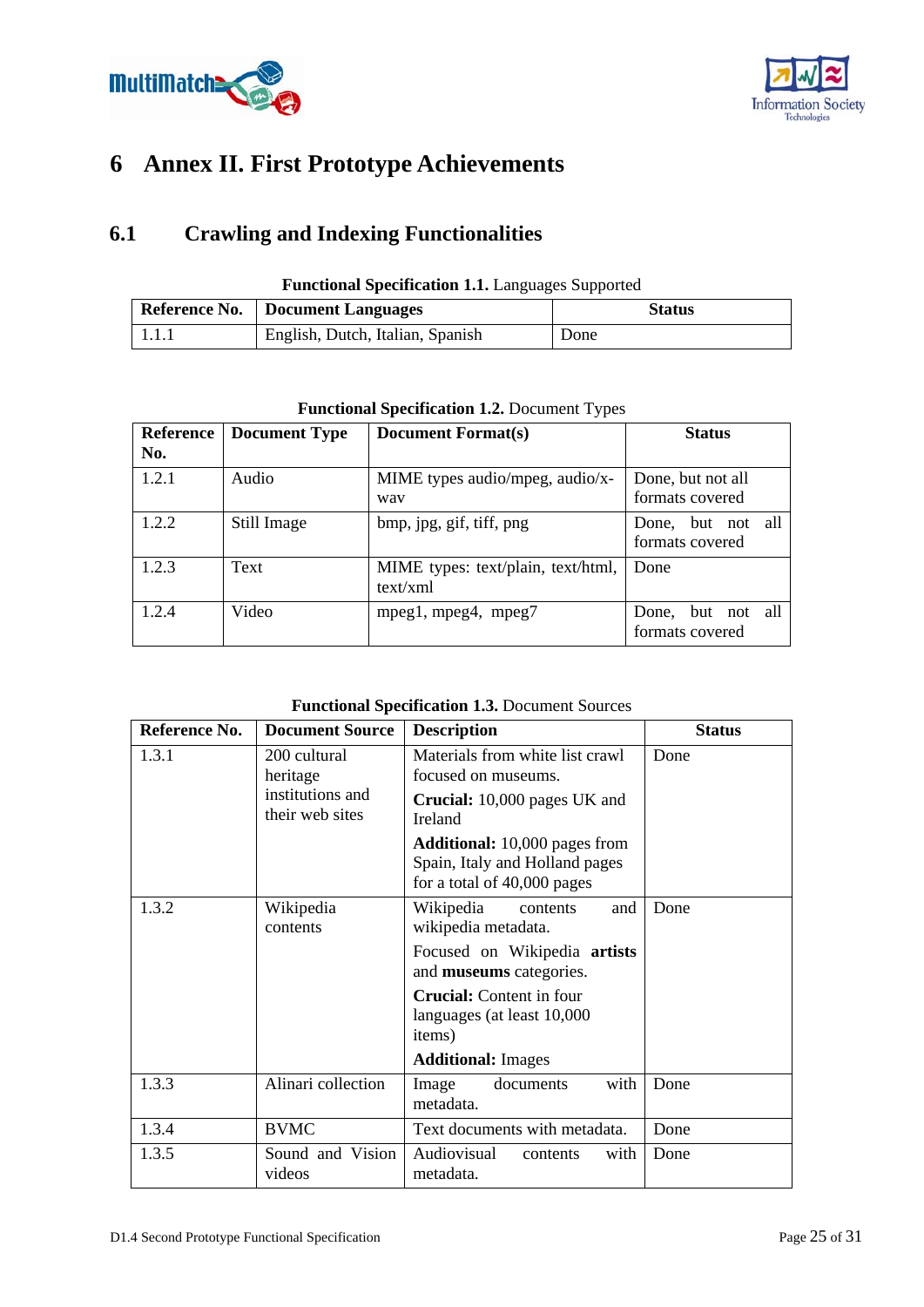# 6 Annex II. First Prototype Achievements

## 6.1 Crawling and Indexing Functionalities

**Functional Specification 1.1.** Languages Supported

| Reference No. | Document Languages | Status |
|---|---|---|
| 1.1.1 | English, Dutch, Italian, Spanish | Done |

**Functional Specification 1.2.** Document Types

| Reference No. | Document Type | Document Format(s) | Status |
|---|---|---|---|
| 1.2.1 | Audio | MIME types audio/mpeg, audio/x-wav | Done, but not all formats covered |
| 1.2.2 | Still Image | bmp, jpg, gif, tiff, png | Done, but not all formats covered |
| 1.2.3 | Text | MIME types: text/plain, text/html, text/xml | Done |
| 1.2.4 | Video | mpeg1, mpeg4, mpeg7 | Done, but not all formats covered |

**Functional Specification 1.3.** Document Sources

| Reference No. | Document Source | Description | Status |
|---|---|---|---|
| 1.3.1 | 200 cultural heritage institutions and their web sites | Materials from white list crawl focused on museums.<br>**Crucial:** 10,000 pages UK and Ireland<br>**Additional:** 10,000 pages from Spain, Italy and Holland pages for a total of 40,000 pages | Done |
| 1.3.2 | Wikipedia contents | Wikipedia contents and wikipedia metadata.<br>Focused on Wikipedia **artists** and **museums** categories.<br>**Crucial:** Content in four languages (at least 10,000 items)<br>**Additional:** Images | Done |
| 1.3.3 | Alinari collection | Image documents with metadata. | Done |
| 1.3.4 | BVMC | Text documents with metadata. | Done |
| 1.3.5 | Sound and Vision videos | Audiovisual contents with metadata. | Done |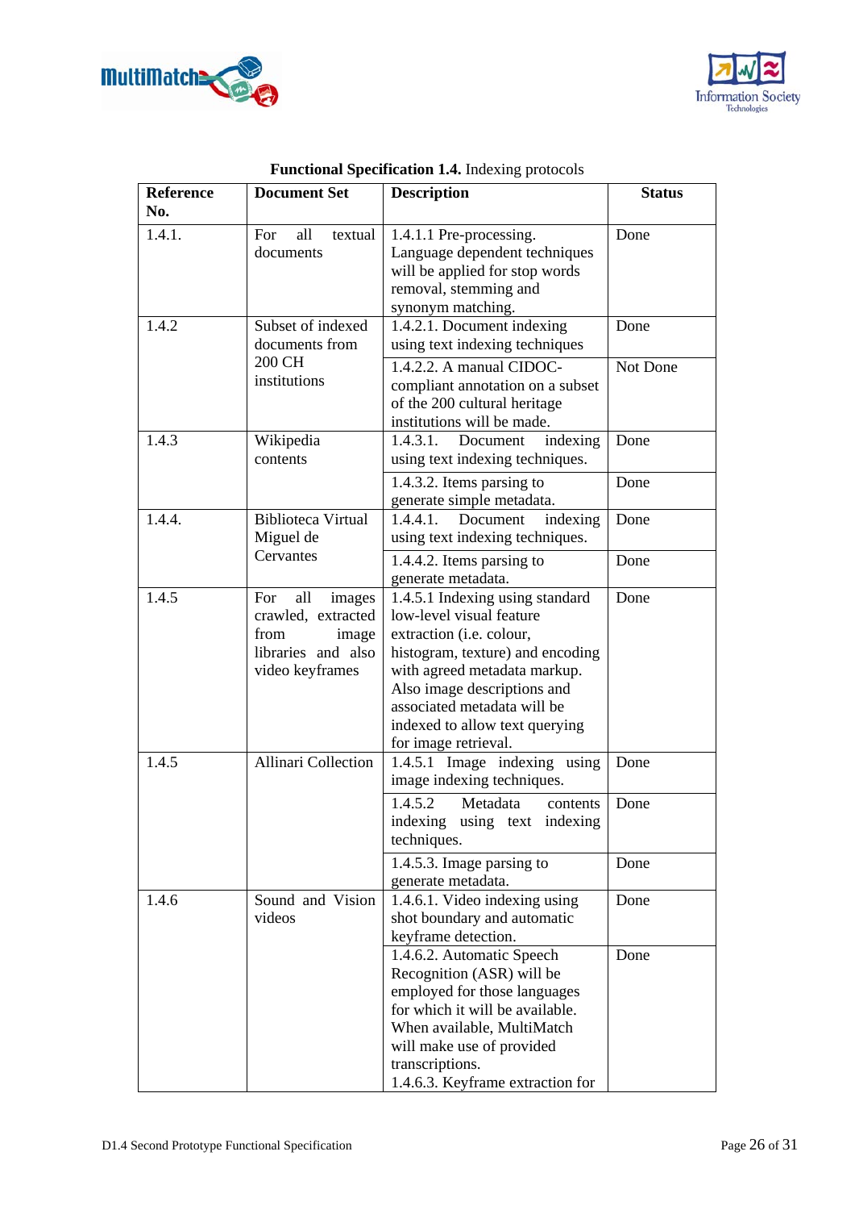**Functional Specification 1.4.** Indexing protocols

| Reference No. | Document Set | Description | Status |
|---|---|---|---|
| 1.4.1. | For all textual documents | 1.4.1.1 Pre-processing. Language dependent techniques will be applied for stop words removal, stemming and synonym matching. | Done |
| 1.4.2 | Subset of indexed documents from 200 CH institutions | 1.4.2.1. Document indexing using text indexing techniques | Done |
| | | 1.4.2.2. A manual CIDOC-compliant annotation on a subset of the 200 cultural heritage institutions will be made. | Not Done |
| 1.4.3 | Wikipedia contents | 1.4.3.1. Document indexing using text indexing techniques. | Done |
| | | 1.4.3.2. Items parsing to generate simple metadata. | Done |
| 1.4.4. | Biblioteca Virtual Miguel de Cervantes | 1.4.4.1. Document indexing using text indexing techniques. | Done |
| | | 1.4.4.2. Items parsing to generate metadata. | Done |
| 1.4.5 | For all images crawled, extracted from image libraries and also video keyframes | 1.4.5.1 Indexing using standard low-level visual feature extraction (i.e. colour, histogram, texture) and encoding with agreed metadata markup. Also image descriptions and associated metadata will be indexed to allow text querying for image retrieval. | Done |
| 1.4.5 | Allinari Collection | 1.4.5.1 Image indexing using image indexing techniques. | Done |
| | | 1.4.5.2 Metadata contents indexing using text indexing techniques. | Done |
| | | 1.4.5.3. Image parsing to generate metadata. | Done |
| 1.4.6 | Sound and Vision videos | 1.4.6.1. Video indexing using shot boundary and automatic keyframe detection. | Done |
| | | 1.4.6.2. Automatic Speech Recognition (ASR) will be employed for those languages for which it will be available. When available, MultiMatch will make use of provided transcriptions.<br>1.4.6.3. Keyframe extraction for | Done |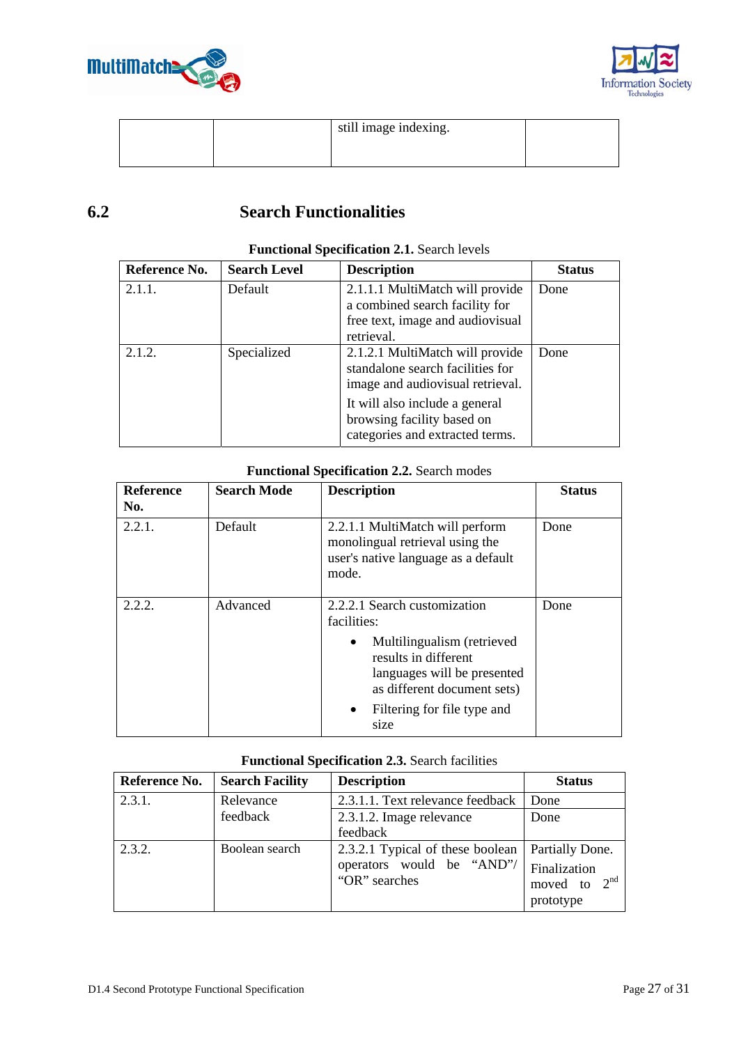| | | still image indexing. | |
|---|---|---|---|

## 6.2 Search Functionalities

**Functional Specification 2.1.** Search levels

| Reference No. | Search Level | Description | Status |
|---|---|---|---|
| 2.1.1. | Default | 2.1.1.1 MultiMatch will provide a combined search facility for free text, image and audiovisual retrieval. | Done |
| 2.1.2. | Specialized | 2.1.2.1 MultiMatch will provide standalone search facilities for image and audiovisual retrieval.<br>It will also include a general browsing facility based on categories and extracted terms. | Done |

**Functional Specification 2.2.** Search modes

| Reference No. | Search Mode | Description | Status |
|---|---|---|---|
| 2.2.1. | Default | 2.2.1.1 MultiMatch will perform monolingual retrieval using the user's native language as a default mode. | Done |
| 2.2.2. | Advanced | 2.2.2.1 Search customization facilities:<br>• Multilingualism (retrieved results in different languages will be presented as different document sets)<br>• Filtering for file type and size | Done |

**Functional Specification 2.3.** Search facilities

| Reference No. | Search Facility | Description | Status |
|---|---|---|---|
| 2.3.1. | Relevance feedback | 2.3.1.1. Text relevance feedback | Done |
| | | 2.3.1.2. Image relevance feedback | Done |
| 2.3.2. | Boolean search | 2.3.2.1 Typical of these boolean operators would be "AND"/ "OR" searches | Partially Done. Finalization moved to 2nd prototype |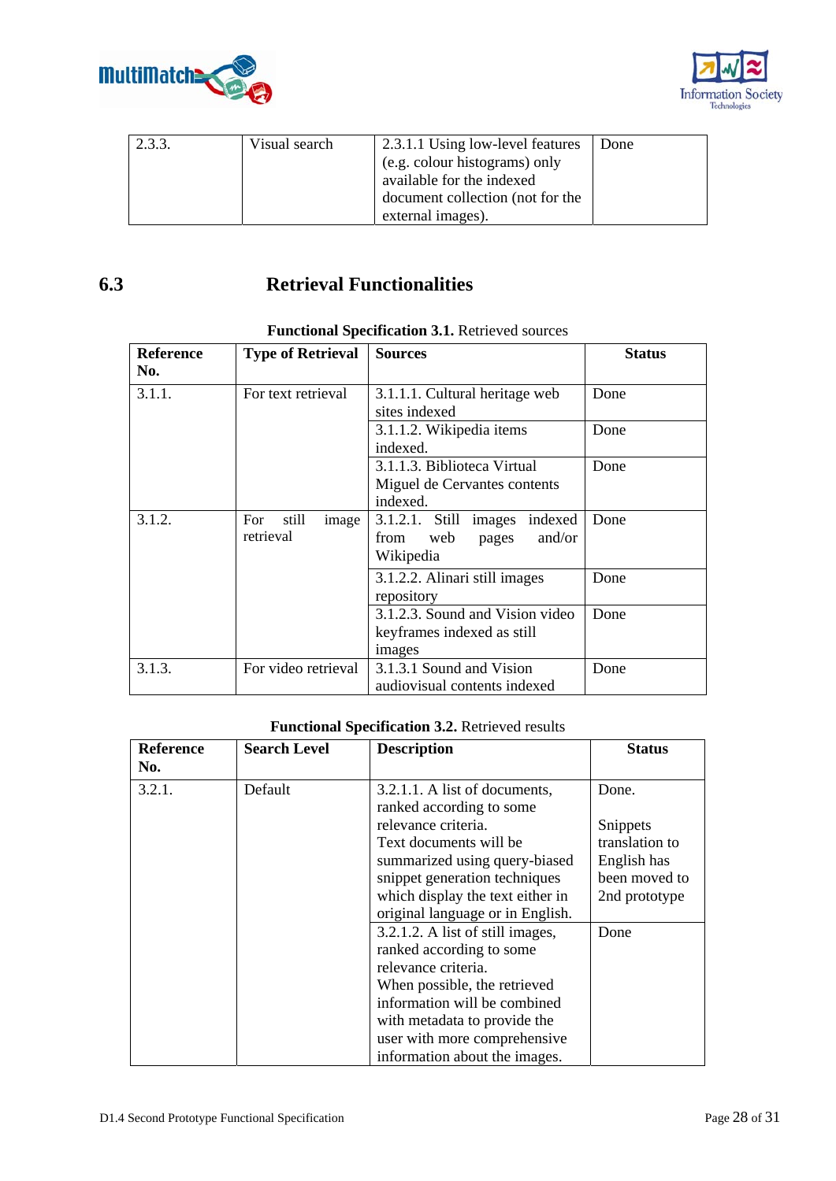| 2.3.3. | Visual search | 2.3.1.1 Using low-level features (e.g. colour histograms) only available for the indexed document collection (not for the external images). | Done |
|---|---|---|---|

## 6.3 Retrieval Functionalities

**Functional Specification 3.1.** Retrieved sources

| Reference No. | Type of Retrieval | Sources | Status |
|---|---|---|---|
| 3.1.1. | For text retrieval | 3.1.1.1. Cultural heritage web sites indexed | Done |
| | | 3.1.1.2. Wikipedia items indexed. | Done |
| | | 3.1.1.3. Biblioteca Virtual Miguel de Cervantes contents indexed. | Done |
| 3.1.2. | For still image retrieval | 3.1.2.1. Still images indexed from web pages and/or Wikipedia | Done |
| | | 3.1.2.2. Alinari still images repository | Done |
| | | 3.1.2.3. Sound and Vision video keyframes indexed as still images | Done |
| 3.1.3. | For video retrieval | 3.1.3.1 Sound and Vision audiovisual contents indexed | Done |

**Functional Specification 3.2.** Retrieved results

| Reference No. | Search Level | Description | Status |
|---|---|---|---|
| 3.2.1. | Default | 3.2.1.1. A list of documents, ranked according to some relevance criteria. Text documents will be summarized using query-biased snippet generation techniques which display the text either in original language or in English. | Done. Snippets translation to English has been moved to 2nd prototype |
| | | 3.2.1.2. A list of still images, ranked according to some relevance criteria. When possible, the retrieved information will be combined with metadata to provide the user with more comprehensive information about the images. | Done |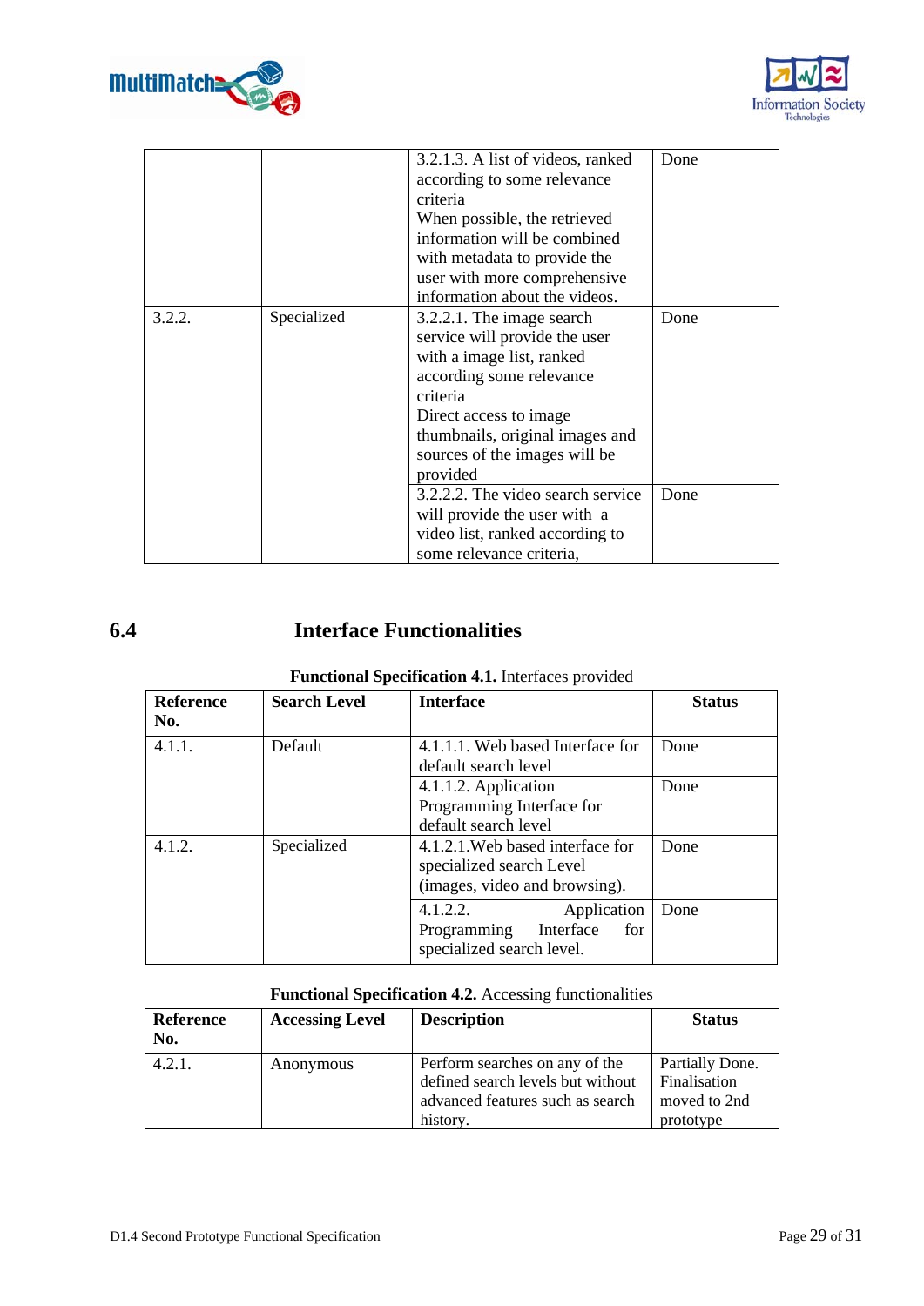| | | 3.2.1.3. A list of videos, ranked according to some relevance criteria When possible, the retrieved information will be combined with metadata to provide the user with more comprehensive information about the videos. | Done |
|---|---|---|---|
| 3.2.2. | Specialized | 3.2.2.1. The image search service will provide the user with a image list, ranked according some relevance criteria Direct access to image thumbnails, original images and sources of the images will be provided | Done |
| | | 3.2.2.2. The video search service will provide the user with a video list, ranked according to some relevance criteria, | Done |

## 6.4 Interface Functionalities

**Functional Specification 4.1.** Interfaces provided

| **Reference No.** | **Search Level** | **Interface** | **Status** |
|---|---|---|---|
| 4.1.1. | Default | 4.1.1.1. Web based Interface for default search level | Done |
| | | 4.1.1.2. Application Programming Interface for default search level | Done |
| 4.1.2. | Specialized | 4.1.2.1.Web based interface for specialized search Level (images, video and browsing). | Done |
| | | 4.1.2.2. Application Programming Interface for specialized search level. | Done |

**Functional Specification 4.2.** Accessing functionalities

| **Reference No.** | **Accessing Level** | **Description** | **Status** |
|---|---|---|---|
| 4.2.1. | Anonymous | Perform searches on any of the defined search levels but without advanced features such as search history. | Partially Done. Finalisation moved to 2nd prototype |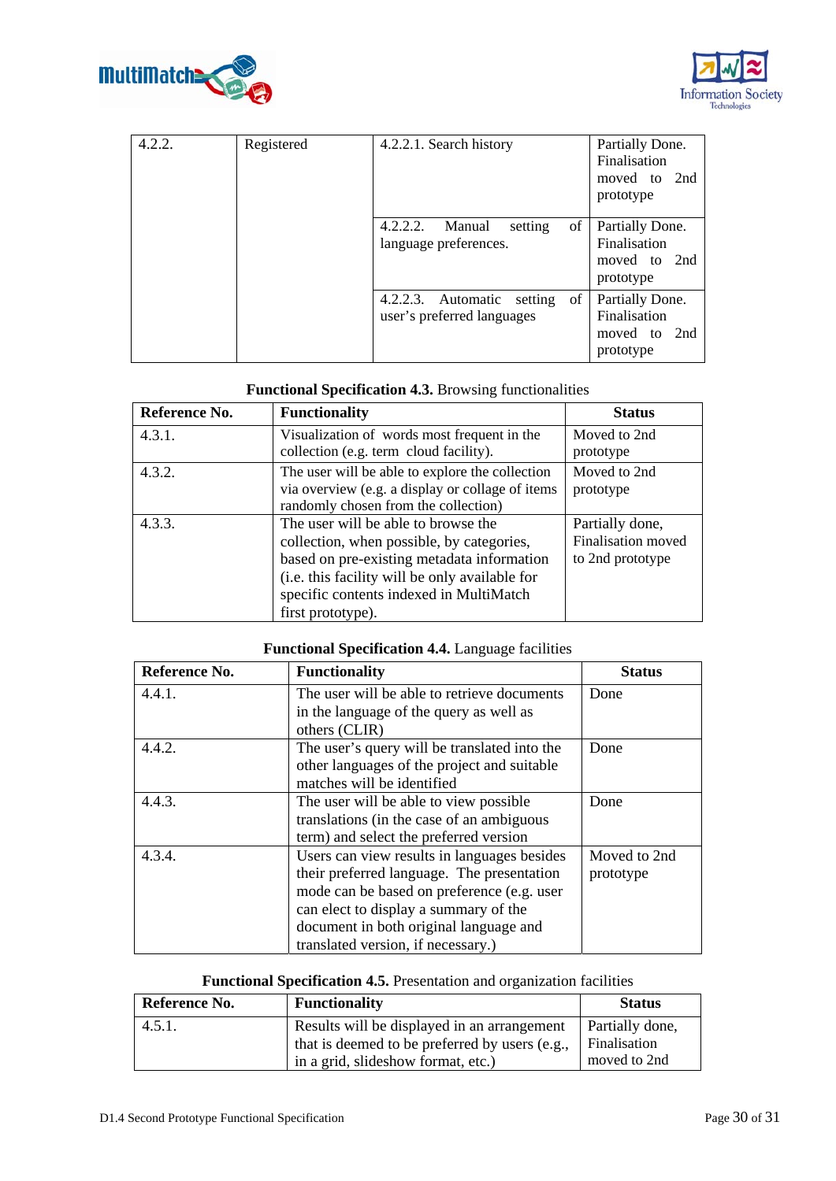| 4.2.2. | Registered | 4.2.2.1. Search history | Partially Done. Finalisation moved to 2nd prototype |
|---|---|---|---|
| | | 4.2.2.2. Manual setting of language preferences. | Partially Done. Finalisation moved to 2nd prototype |
| | | 4.2.2.3. Automatic setting of user's preferred languages | Partially Done. Finalisation moved to 2nd prototype |

**Functional Specification 4.3.** Browsing functionalities

| Reference No. | Functionality | Status |
|---|---|---|
| 4.3.1. | Visualization of words most frequent in the collection (e.g. term cloud facility). | Moved to 2nd prototype |
| 4.3.2. | The user will be able to explore the collection via overview (e.g. a display or collage of items randomly chosen from the collection) | Moved to 2nd prototype |
| 4.3.3. | The user will be able to browse the collection, when possible, by categories, based on pre-existing metadata information (i.e. this facility will be only available for specific contents indexed in MultiMatch first prototype). | Partially done, Finalisation moved to 2nd prototype |

**Functional Specification 4.4.** Language facilities

| Reference No. | Functionality | Status |
|---|---|---|
| 4.4.1. | The user will be able to retrieve documents in the language of the query as well as others (CLIR) | Done |
| 4.4.2. | The user's query will be translated into the other languages of the project and suitable matches will be identified | Done |
| 4.4.3. | The user will be able to view possible translations (in the case of an ambiguous term) and select the preferred version | Done |
| 4.3.4. | Users can view results in languages besides their preferred language. The presentation mode can be based on preference (e.g. user can elect to display a summary of the document in both original language and translated version, if necessary.) | Moved to 2nd prototype |

**Functional Specification 4.5.** Presentation and organization facilities

| Reference No. | Functionality | Status |
|---|---|---|
| 4.5.1. | Results will be displayed in an arrangement that is deemed to be preferred by users (e.g., in a grid, slideshow format, etc.) | Partially done, Finalisation moved to 2nd |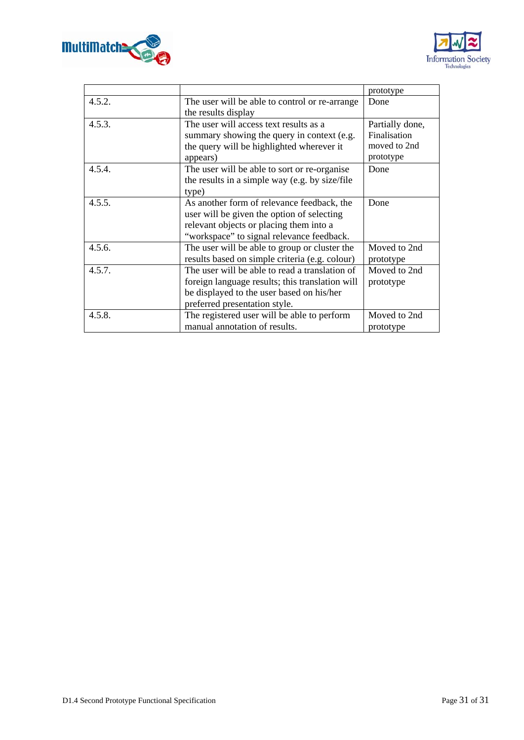| | | |
|---|---|---|
| | | prototype |
| 4.5.2. | The user will be able to control or re-arrange the results display | Done |
| 4.5.3. | The user will access text results as a summary showing the query in context (e.g. the query will be highlighted wherever it appears) | Partially done, Finalisation moved to 2nd prototype |
| 4.5.4. | The user will be able to sort or re-organise the results in a simple way (e.g. by size/file type) | Done |
| 4.5.5. | As another form of relevance feedback, the user will be given the option of selecting relevant objects or placing them into a "workspace" to signal relevance feedback. | Done |
| 4.5.6. | The user will be able to group or cluster the results based on simple criteria (e.g. colour) | Moved to 2nd prototype |
| 4.5.7. | The user will be able to read a translation of foreign language results; this translation will be displayed to the user based on his/her preferred presentation style. | Moved to 2nd prototype |
| 4.5.8. | The registered user will be able to perform manual annotation of results. | Moved to 2nd prototype |